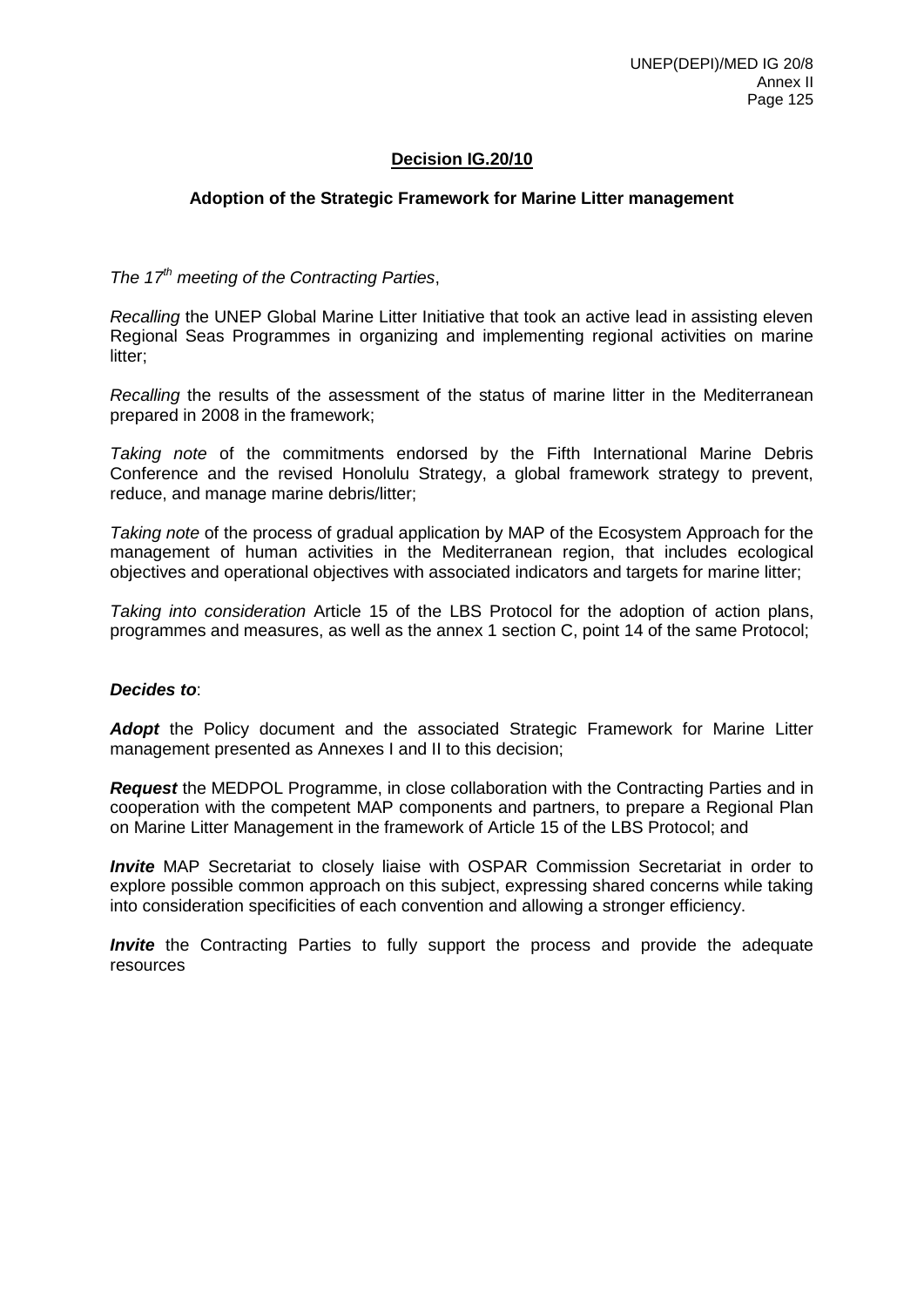## Decision IG.20/10

### Adoption of the Strategic Framework for Marine Litter management

*The 17th meeting of the Contracting Parties*,

*Recalling* the UNEP Global Marine Litter Initiative that took an active lead in assisting eleven Regional Seas Programmes in organizing and implementing regional activities on marine litter;

*Recalling* the results of the assessment of the status of marine litter in the Mediterranean prepared in 2008 in the framework;

*Taking note* of the commitments endorsed by the Fifth International Marine Debris Conference and the revised Honolulu Strategy, a global framework strategy to prevent, reduce, and manage marine debris/litter;

*Taking note* of the process of gradual application by MAP of the Ecosystem Approach for the management of human activities in the Mediterranean region, that includes ecological objectives and operational objectives with associated indicators and targets for marine litter;

*Taking into consideration* Article 15 of the LBS Protocol for the adoption of action plans, programmes and measures, as well as the annex 1 section C, point 14 of the same Protocol;

***Decides to***:

***Adopt*** the Policy document and the associated Strategic Framework for Marine Litter management presented as Annexes I and II to this decision;

***Request*** the MEDPOL Programme, in close collaboration with the Contracting Parties and in cooperation with the competent MAP components and partners, to prepare a Regional Plan on Marine Litter Management in the framework of Article 15 of the LBS Protocol; and

***Invite*** MAP Secretariat to closely liaise with OSPAR Commission Secretariat in order to explore possible common approach on this subject, expressing shared concerns while taking into consideration specificities of each convention and allowing a stronger efficiency.

***Invite*** the Contracting Parties to fully support the process and provide the adequate resources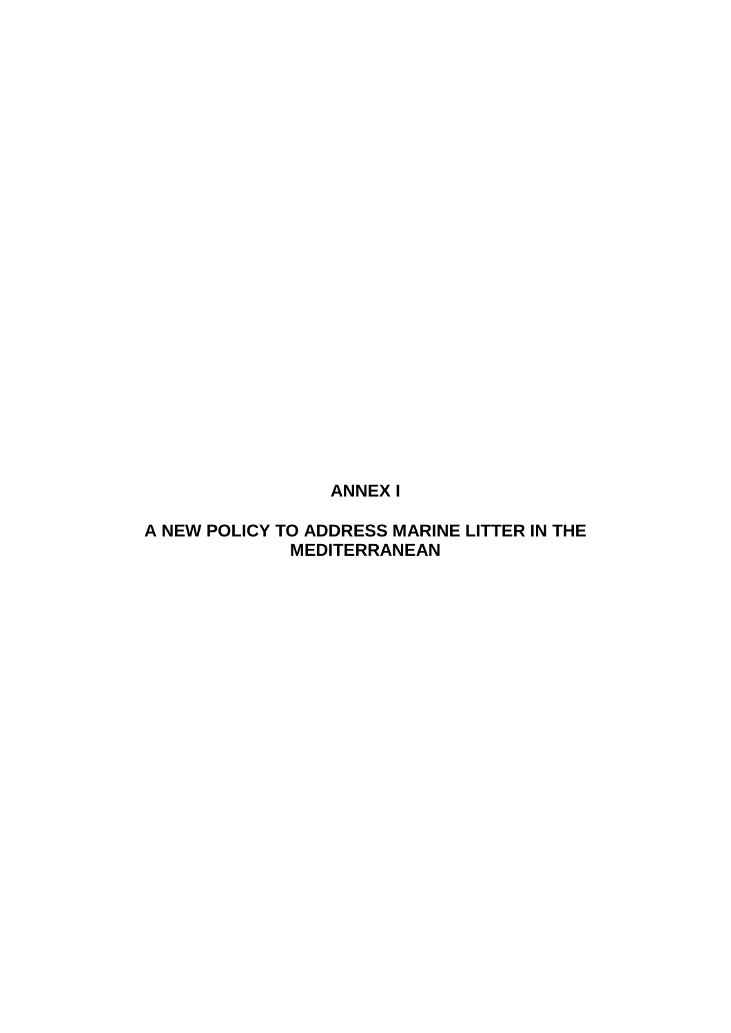# ANNEX I

# A NEW POLICY TO ADDRESS MARINE LITTER IN THE MEDITERRANEAN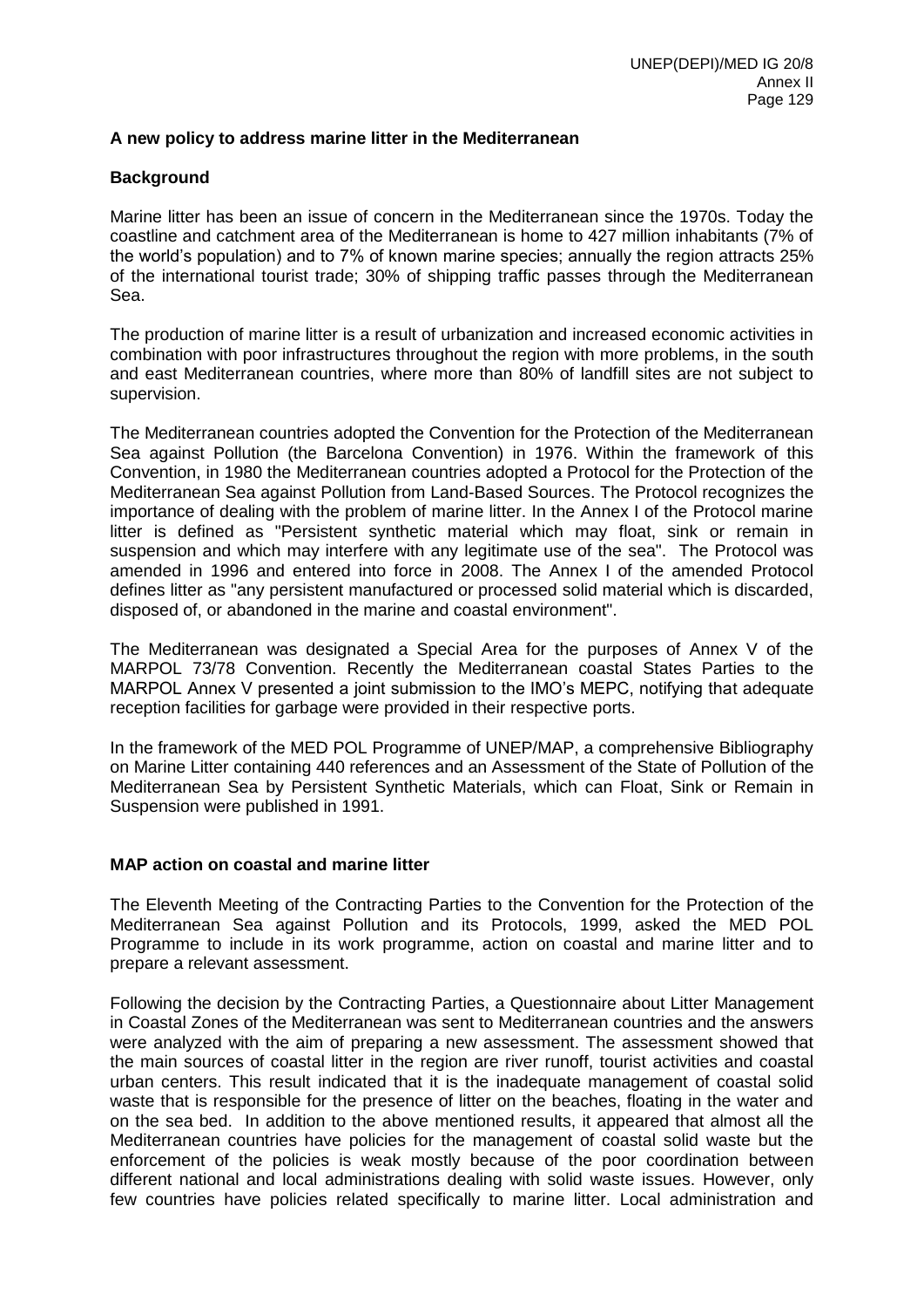**A new policy to address marine litter in the Mediterranean**

**Background**

Marine litter has been an issue of concern in the Mediterranean since the 1970s. Today the coastline and catchment area of the Mediterranean is home to 427 million inhabitants (7% of the world's population) and to 7% of known marine species; annually the region attracts 25% of the international tourist trade; 30% of shipping traffic passes through the Mediterranean Sea.

The production of marine litter is a result of urbanization and increased economic activities in combination with poor infrastructures throughout the region with more problems, in the south and east Mediterranean countries, where more than 80% of landfill sites are not subject to supervision.

The Mediterranean countries adopted the Convention for the Protection of the Mediterranean Sea against Pollution (the Barcelona Convention) in 1976. Within the framework of this Convention, in 1980 the Mediterranean countries adopted a Protocol for the Protection of the Mediterranean Sea against Pollution from Land-Based Sources. The Protocol recognizes the importance of dealing with the problem of marine litter. In the Annex I of the Protocol marine litter is defined as "Persistent synthetic material which may float, sink or remain in suspension and which may interfere with any legitimate use of the sea". The Protocol was amended in 1996 and entered into force in 2008. The Annex I of the amended Protocol defines litter as "any persistent manufactured or processed solid material which is discarded, disposed of, or abandoned in the marine and coastal environment".

The Mediterranean was designated a Special Area for the purposes of Annex V of the MARPOL 73/78 Convention. Recently the Mediterranean coastal States Parties to the MARPOL Annex V presented a joint submission to the IMO's MEPC, notifying that adequate reception facilities for garbage were provided in their respective ports.

In the framework of the MED POL Programme of UNEP/MAP, a comprehensive Bibliography on Marine Litter containing 440 references and an Assessment of the State of Pollution of the Mediterranean Sea by Persistent Synthetic Materials, which can Float, Sink or Remain in Suspension were published in 1991.

**MAP action on coastal and marine litter**

The Eleventh Meeting of the Contracting Parties to the Convention for the Protection of the Mediterranean Sea against Pollution and its Protocols, 1999, asked the MED POL Programme to include in its work programme, action on coastal and marine litter and to prepare a relevant assessment.

Following the decision by the Contracting Parties, a Questionnaire about Litter Management in Coastal Zones of the Mediterranean was sent to Mediterranean countries and the answers were analyzed with the aim of preparing a new assessment. The assessment showed that the main sources of coastal litter in the region are river runoff, tourist activities and coastal urban centers. This result indicated that it is the inadequate management of coastal solid waste that is responsible for the presence of litter on the beaches, floating in the water and on the sea bed. In addition to the above mentioned results, it appeared that almost all the Mediterranean countries have policies for the management of coastal solid waste but the enforcement of the policies is weak mostly because of the poor coordination between different national and local administrations dealing with solid waste issues. However, only few countries have policies related specifically to marine litter. Local administration and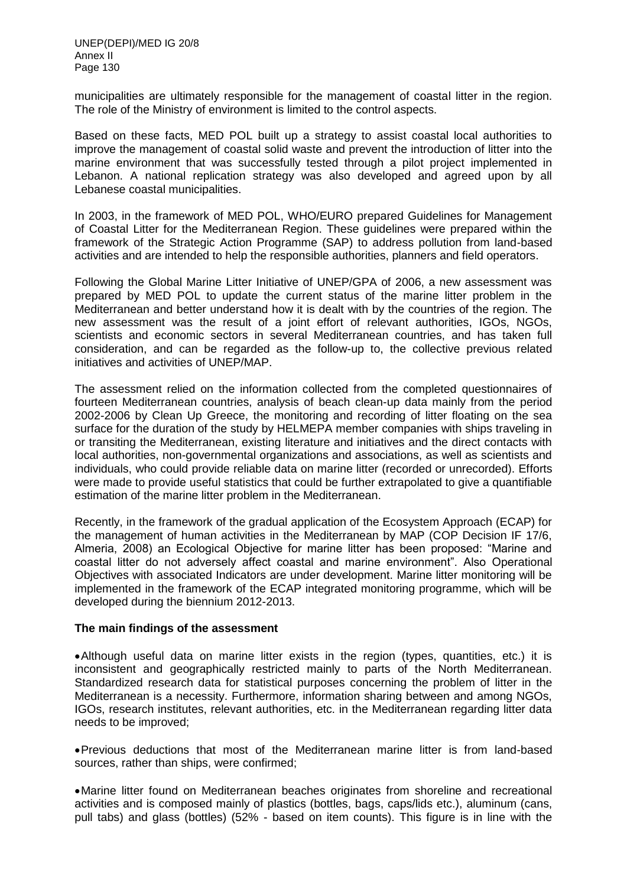municipalities are ultimately responsible for the management of coastal litter in the region. The role of the Ministry of environment is limited to the control aspects.

Based on these facts, MED POL built up a strategy to assist coastal local authorities to improve the management of coastal solid waste and prevent the introduction of litter into the marine environment that was successfully tested through a pilot project implemented in Lebanon. A national replication strategy was also developed and agreed upon by all Lebanese coastal municipalities.

In 2003, in the framework of MED POL, WHO/EURO prepared Guidelines for Management of Coastal Litter for the Mediterranean Region. These guidelines were prepared within the framework of the Strategic Action Programme (SAP) to address pollution from land-based activities and are intended to help the responsible authorities, planners and field operators.

Following the Global Marine Litter Initiative of UNEP/GPA of 2006, a new assessment was prepared by MED POL to update the current status of the marine litter problem in the Mediterranean and better understand how it is dealt with by the countries of the region. The new assessment was the result of a joint effort of relevant authorities, IGOs, NGOs, scientists and economic sectors in several Mediterranean countries, and has taken full consideration, and can be regarded as the follow-up to, the collective previous related initiatives and activities of UNEP/MAP.

The assessment relied on the information collected from the completed questionnaires of fourteen Mediterranean countries, analysis of beach clean-up data mainly from the period 2002-2006 by Clean Up Greece, the monitoring and recording of litter floating on the sea surface for the duration of the study by HELMEPA member companies with ships traveling in or transiting the Mediterranean, existing literature and initiatives and the direct contacts with local authorities, non-governmental organizations and associations, as well as scientists and individuals, who could provide reliable data on marine litter (recorded or unrecorded). Efforts were made to provide useful statistics that could be further extrapolated to give a quantifiable estimation of the marine litter problem in the Mediterranean.

Recently, in the framework of the gradual application of the Ecosystem Approach (ECAP) for the management of human activities in the Mediterranean by MAP (COP Decision IF 17/6, Almeria, 2008) an Ecological Objective for marine litter has been proposed: "Marine and coastal litter do not adversely affect coastal and marine environment". Also Operational Objectives with associated Indicators are under development. Marine litter monitoring will be implemented in the framework of the ECAP integrated monitoring programme, which will be developed during the biennium 2012-2013.

**The main findings of the assessment**

- Although useful data on marine litter exists in the region (types, quantities, etc.) it is inconsistent and geographically restricted mainly to parts of the North Mediterranean. Standardized research data for statistical purposes concerning the problem of litter in the Mediterranean is a necessity. Furthermore, information sharing between and among NGOs, IGOs, research institutes, relevant authorities, etc. in the Mediterranean regarding litter data needs to be improved;

- Previous deductions that most of the Mediterranean marine litter is from land-based sources, rather than ships, were confirmed;

- Marine litter found on Mediterranean beaches originates from shoreline and recreational activities and is composed mainly of plastics (bottles, bags, caps/lids etc.), aluminum (cans, pull tabs) and glass (bottles) (52% - based on item counts). This figure is in line with the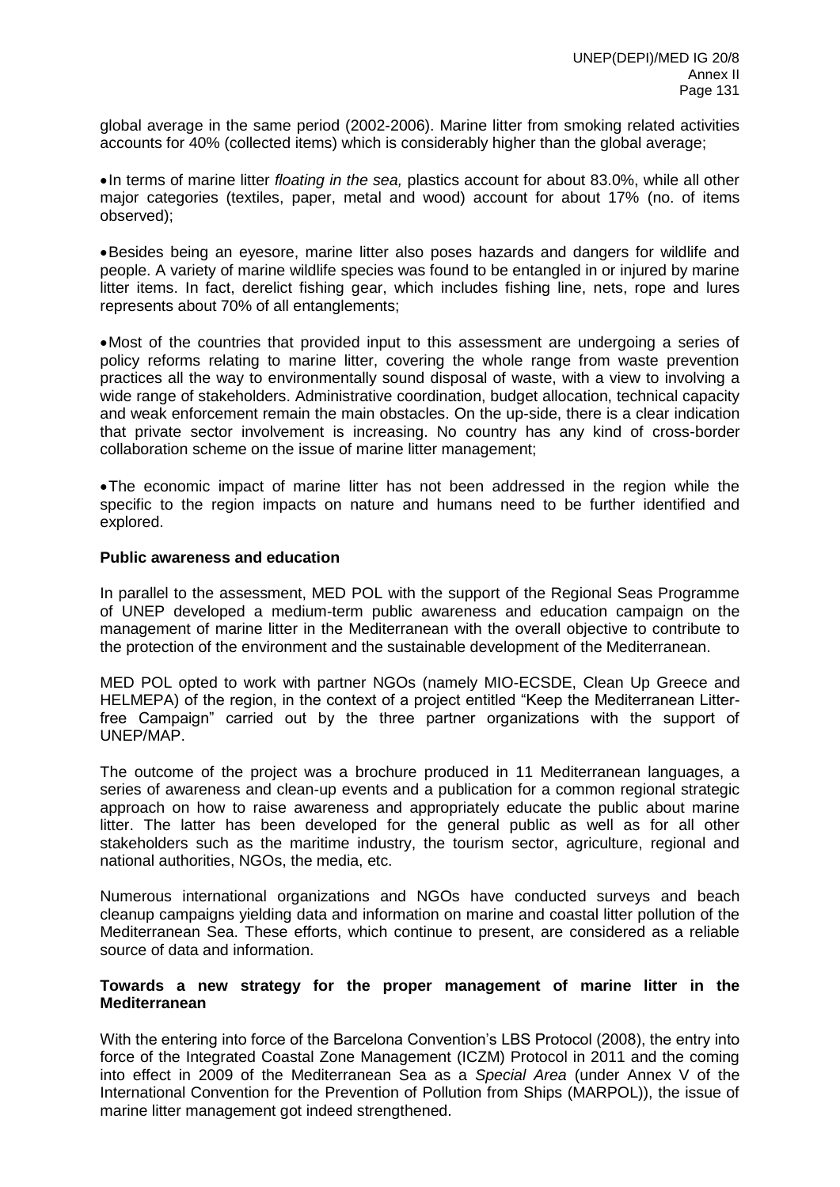global average in the same period (2002-2006). Marine litter from smoking related activities accounts for 40% (collected items) which is considerably higher than the global average;

- In terms of marine litter *floating in the sea,* plastics account for about 83.0%, while all other major categories (textiles, paper, metal and wood) account for about 17% (no. of items observed);

- Besides being an eyesore, marine litter also poses hazards and dangers for wildlife and people. A variety of marine wildlife species was found to be entangled in or injured by marine litter items. In fact, derelict fishing gear, which includes fishing line, nets, rope and lures represents about 70% of all entanglements;

- Most of the countries that provided input to this assessment are undergoing a series of policy reforms relating to marine litter, covering the whole range from waste prevention practices all the way to environmentally sound disposal of waste, with a view to involving a wide range of stakeholders. Administrative coordination, budget allocation, technical capacity and weak enforcement remain the main obstacles. On the up-side, there is a clear indication that private sector involvement is increasing. No country has any kind of cross-border collaboration scheme on the issue of marine litter management;

- The economic impact of marine litter has not been addressed in the region while the specific to the region impacts on nature and humans need to be further identified and explored.

**Public awareness and education**

In parallel to the assessment, MED POL with the support of the Regional Seas Programme of UNEP developed a medium-term public awareness and education campaign on the management of marine litter in the Mediterranean with the overall objective to contribute to the protection of the environment and the sustainable development of the Mediterranean.

MED POL opted to work with partner NGOs (namely MIO-ECSDE, Clean Up Greece and HELMEPA) of the region, in the context of a project entitled "Keep the Mediterranean Litter-free Campaign" carried out by the three partner organizations with the support of UNEP/MAP.

The outcome of the project was a brochure produced in 11 Mediterranean languages, a series of awareness and clean-up events and a publication for a common regional strategic approach on how to raise awareness and appropriately educate the public about marine litter. The latter has been developed for the general public as well as for all other stakeholders such as the maritime industry, the tourism sector, agriculture, regional and national authorities, NGOs, the media, etc.

Numerous international organizations and NGOs have conducted surveys and beach cleanup campaigns yielding data and information on marine and coastal litter pollution of the Mediterranean Sea. These efforts, which continue to present, are considered as a reliable source of data and information.

**Towards a new strategy for the proper management of marine litter in the Mediterranean**

With the entering into force of the Barcelona Convention's LBS Protocol (2008), the entry into force of the Integrated Coastal Zone Management (ICZM) Protocol in 2011 and the coming into effect in 2009 of the Mediterranean Sea as a *Special Area* (under Annex V of the International Convention for the Prevention of Pollution from Ships (MARPOL)), the issue of marine litter management got indeed strengthened.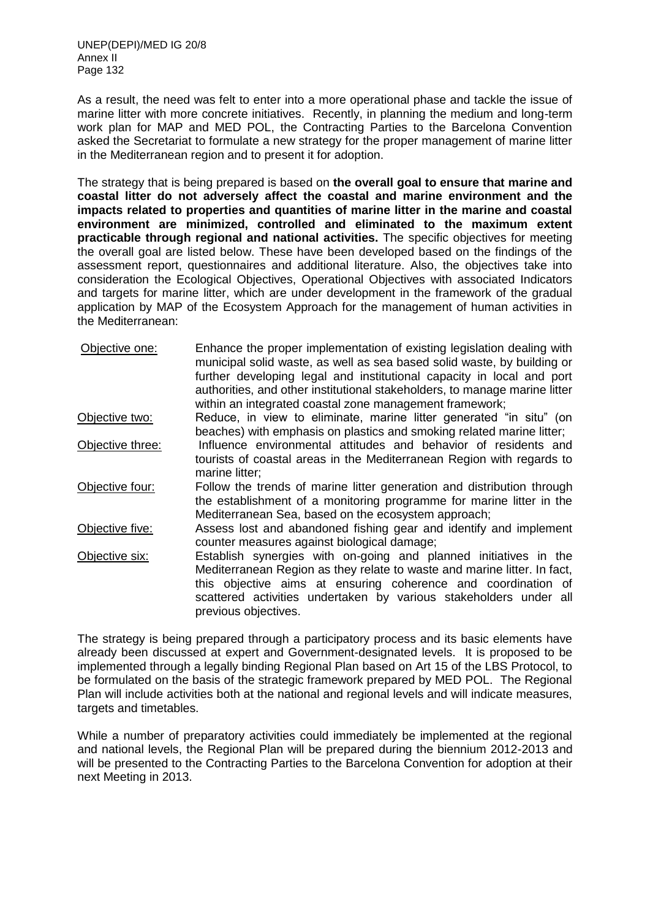As a result, the need was felt to enter into a more operational phase and tackle the issue of marine litter with more concrete initiatives. Recently, in planning the medium and long-term work plan for MAP and MED POL, the Contracting Parties to the Barcelona Convention asked the Secretariat to formulate a new strategy for the proper management of marine litter in the Mediterranean region and to present it for adoption.

The strategy that is being prepared is based on **the overall goal to ensure that marine and coastal litter do not adversely affect the coastal and marine environment and the impacts related to properties and quantities of marine litter in the marine and coastal environment are minimized, controlled and eliminated to the maximum extent practicable through regional and national activities.** The specific objectives for meeting the overall goal are listed below. These have been developed based on the findings of the assessment report, questionnaires and additional literature. Also, the objectives take into consideration the Ecological Objectives, Operational Objectives with associated Indicators and targets for marine litter, which are under development in the framework of the gradual application by MAP of the Ecosystem Approach for the management of human activities in the Mediterranean:

- Objective one: Enhance the proper implementation of existing legislation dealing with municipal solid waste, as well as sea based solid waste, by building or further developing legal and institutional capacity in local and port authorities, and other institutional stakeholders, to manage marine litter within an integrated coastal zone management framework;
- Objective two: Reduce, in view to eliminate, marine litter generated "in situ" (on beaches) with emphasis on plastics and smoking related marine litter;
- Objective three: Influence environmental attitudes and behavior of residents and tourists of coastal areas in the Mediterranean Region with regards to marine litter;
- Objective four: Follow the trends of marine litter generation and distribution through the establishment of a monitoring programme for marine litter in the Mediterranean Sea, based on the ecosystem approach;
- Objective five: Assess lost and abandoned fishing gear and identify and implement counter measures against biological damage;
- Objective six: Establish synergies with on-going and planned initiatives in the Mediterranean Region as they relate to waste and marine litter. In fact, this objective aims at ensuring coherence and coordination of scattered activities undertaken by various stakeholders under all previous objectives.

The strategy is being prepared through a participatory process and its basic elements have already been discussed at expert and Government-designated levels. It is proposed to be implemented through a legally binding Regional Plan based on Art 15 of the LBS Protocol, to be formulated on the basis of the strategic framework prepared by MED POL. The Regional Plan will include activities both at the national and regional levels and will indicate measures, targets and timetables.

While a number of preparatory activities could immediately be implemented at the regional and national levels, the Regional Plan will be prepared during the biennium 2012-2013 and will be presented to the Contracting Parties to the Barcelona Convention for adoption at their next Meeting in 2013.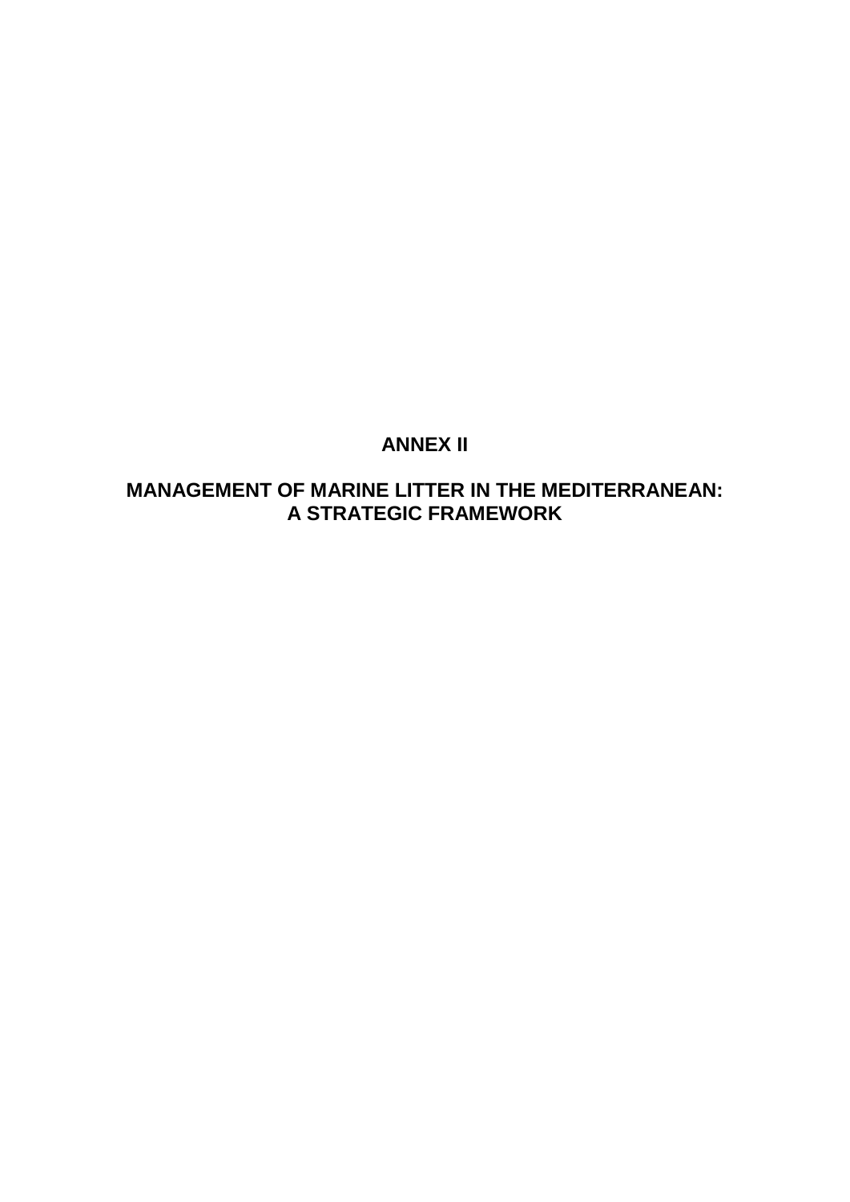# ANNEX II

# MANAGEMENT OF MARINE LITTER IN THE MEDITERRANEAN: A STRATEGIC FRAMEWORK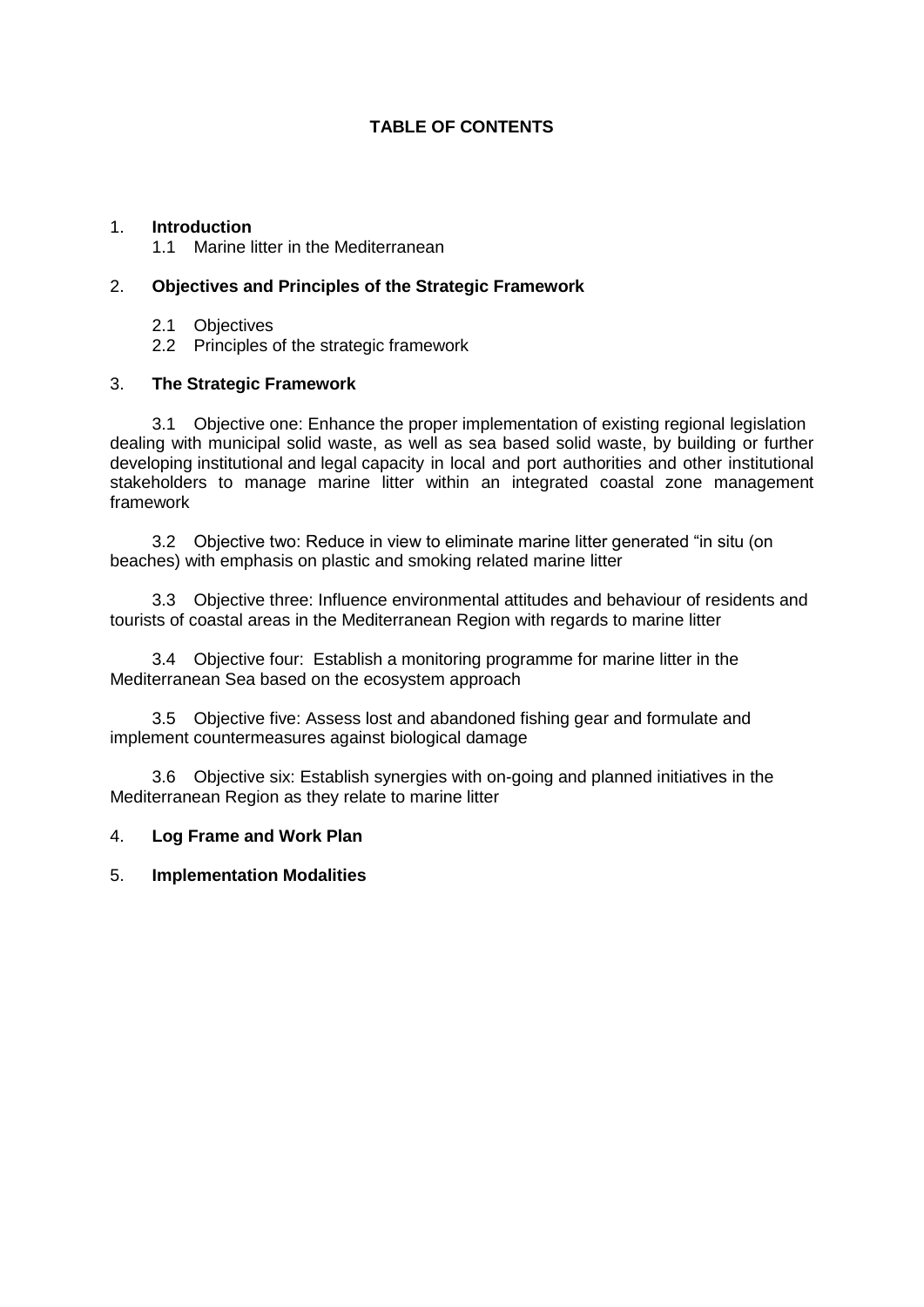**TABLE OF CONTENTS**

1. **Introduction**
   - 1.1 Marine litter in the Mediterranean

2. **Objectives and Principles of the Strategic Framework**
   - 2.1 Objectives
   - 2.2 Principles of the strategic framework

3. **The Strategic Framework**

   3.1 Objective one: Enhance the proper implementation of existing regional legislation dealing with municipal solid waste, as well as sea based solid waste, by building or further developing institutional and legal capacity in local and port authorities and other institutional stakeholders to manage marine litter within an integrated coastal zone management framework

   3.2 Objective two: Reduce in view to eliminate marine litter generated "in situ (on beaches) with emphasis on plastic and smoking related marine litter

   3.3 Objective three: Influence environmental attitudes and behaviour of residents and tourists of coastal areas in the Mediterranean Region with regards to marine litter

   3.4 Objective four: Establish a monitoring programme for marine litter in the Mediterranean Sea based on the ecosystem approach

   3.5 Objective five: Assess lost and abandoned fishing gear and formulate and implement countermeasures against biological damage

   3.6 Objective six: Establish synergies with on-going and planned initiatives in the Mediterranean Region as they relate to marine litter

4. **Log Frame and Work Plan**

5. **Implementation Modalities**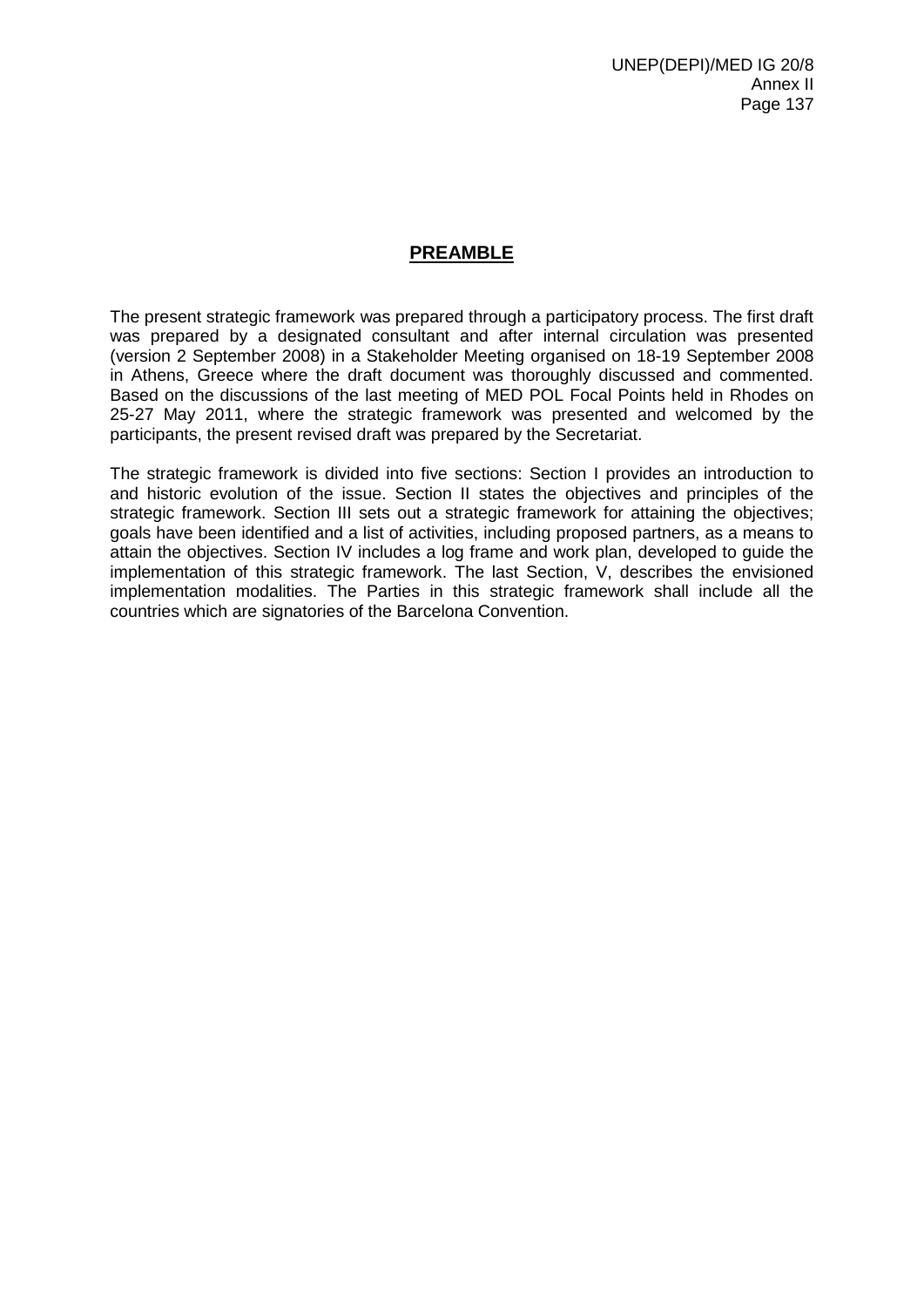## PREAMBLE

The present strategic framework was prepared through a participatory process. The first draft was prepared by a designated consultant and after internal circulation was presented (version 2 September 2008) in a Stakeholder Meeting organised on 18-19 September 2008 in Athens, Greece where the draft document was thoroughly discussed and commented. Based on the discussions of the last meeting of MED POL Focal Points held in Rhodes on 25-27 May 2011, where the strategic framework was presented and welcomed by the participants, the present revised draft was prepared by the Secretariat.

The strategic framework is divided into five sections: Section I provides an introduction to and historic evolution of the issue. Section II states the objectives and principles of the strategic framework. Section III sets out a strategic framework for attaining the objectives; goals have been identified and a list of activities, including proposed partners, as a means to attain the objectives. Section IV includes a log frame and work plan, developed to guide the implementation of this strategic framework. The last Section, V, describes the envisioned implementation modalities. The Parties in this strategic framework shall include all the countries which are signatories of the Barcelona Convention.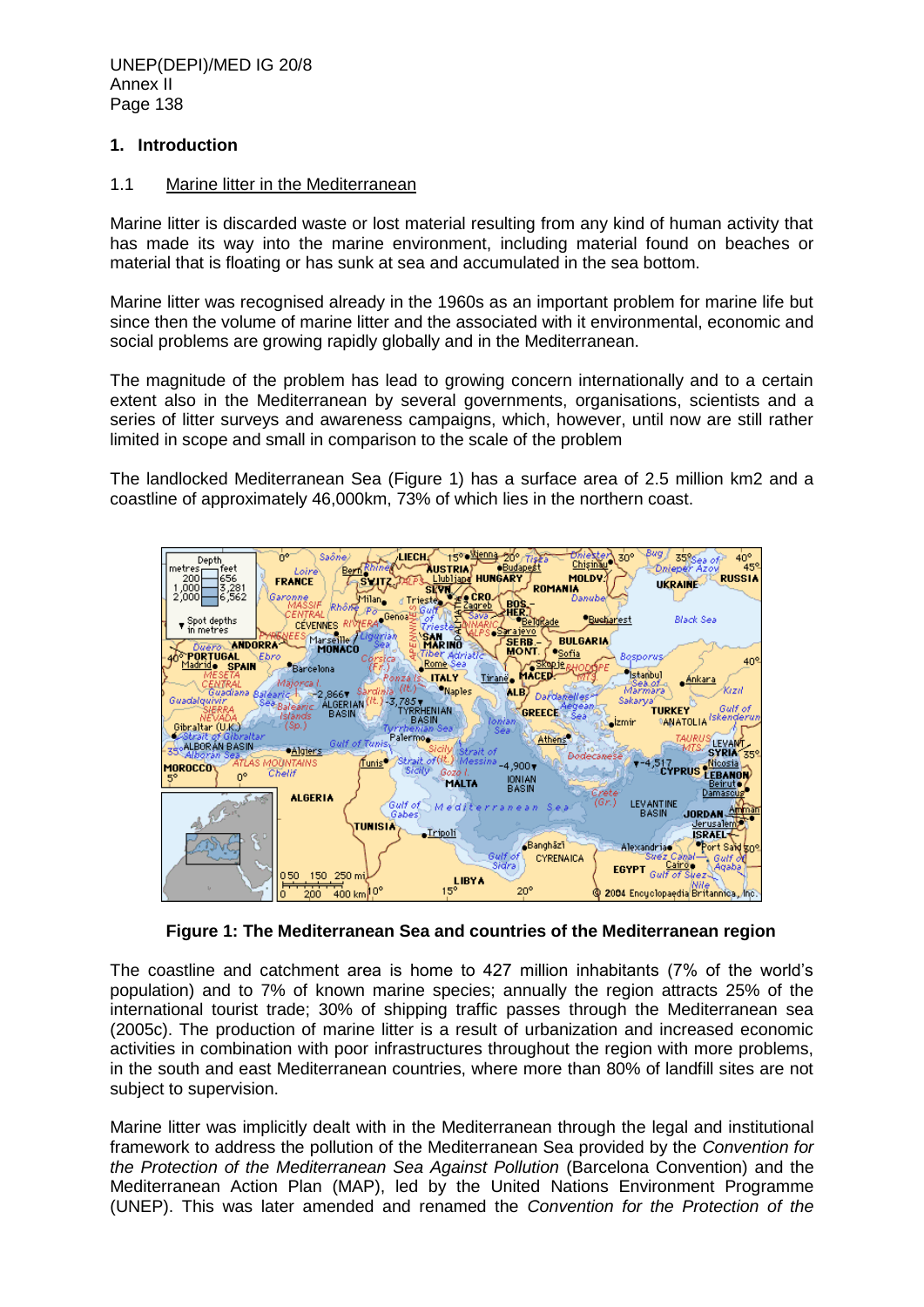## 1. Introduction

### 1.1 Marine litter in the Mediterranean

Marine litter is discarded waste or lost material resulting from any kind of human activity that has made its way into the marine environment, including material found on beaches or material that is floating or has sunk at sea and accumulated in the sea bottom.

Marine litter was recognised already in the 1960s as an important problem for marine life but since then the volume of marine litter and the associated with it environmental, economic and social problems are growing rapidly globally and in the Mediterranean.

The magnitude of the problem has lead to growing concern internationally and to a certain extent also in the Mediterranean by several governments, organisations, scientists and a series of litter surveys and awareness campaigns, which, however, until now are still rather limited in scope and small in comparison to the scale of the problem

The landlocked Mediterranean Sea (Figure 1) has a surface area of 2.5 million km2 and a coastline of approximately 46,000km, 73% of which lies in the northern coast.

**Figure 1: The Mediterranean Sea and countries of the Mediterranean region**

The coastline and catchment area is home to 427 million inhabitants (7% of the world's population) and to 7% of known marine species; annually the region attracts 25% of the international tourist trade; 30% of shipping traffic passes through the Mediterranean sea (2005c). The production of marine litter is a result of urbanization and increased economic activities in combination with poor infrastructures throughout the region with more problems, in the south and east Mediterranean countries, where more than 80% of landfill sites are not subject to supervision.

Marine litter was implicitly dealt with in the Mediterranean through the legal and institutional framework to address the pollution of the Mediterranean Sea provided by the *Convention for the Protection of the Mediterranean Sea Against Pollution* (Barcelona Convention) and the Mediterranean Action Plan (MAP), led by the United Nations Environment Programme (UNEP). This was later amended and renamed the *Convention for the Protection of the*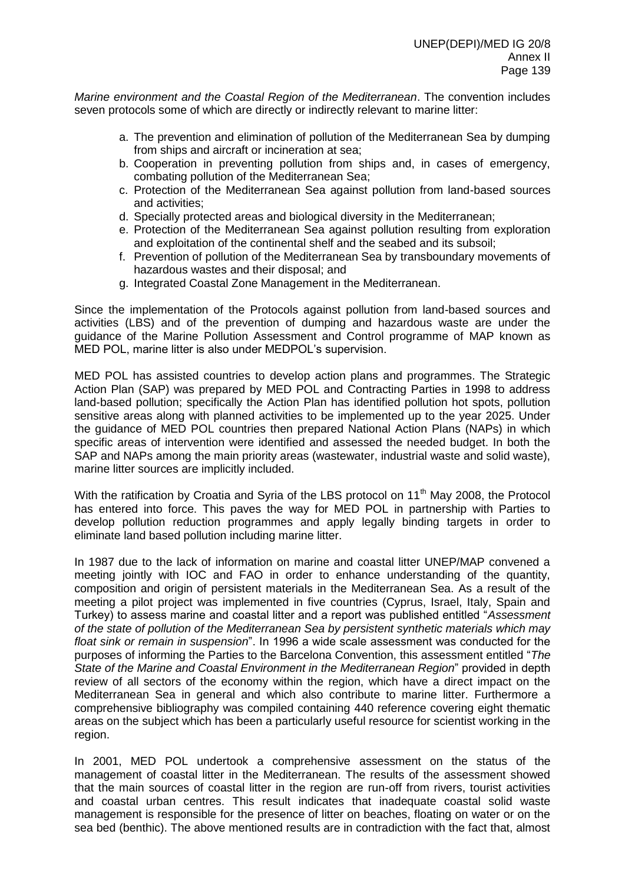*Marine environment and the Coastal Region of the Mediterranean*. The convention includes seven protocols some of which are directly or indirectly relevant to marine litter:

a. The prevention and elimination of pollution of the Mediterranean Sea by dumping from ships and aircraft or incineration at sea;
b. Cooperation in preventing pollution from ships and, in cases of emergency, combating pollution of the Mediterranean Sea;
c. Protection of the Mediterranean Sea against pollution from land-based sources and activities;
d. Specially protected areas and biological diversity in the Mediterranean;
e. Protection of the Mediterranean Sea against pollution resulting from exploration and exploitation of the continental shelf and the seabed and its subsoil;
f. Prevention of pollution of the Mediterranean Sea by transboundary movements of hazardous wastes and their disposal; and
g. Integrated Coastal Zone Management in the Mediterranean.

Since the implementation of the Protocols against pollution from land-based sources and activities (LBS) and of the prevention of dumping and hazardous waste are under the guidance of the Marine Pollution Assessment and Control programme of MAP known as MED POL, marine litter is also under MEDPOL's supervision.

MED POL has assisted countries to develop action plans and programmes. The Strategic Action Plan (SAP) was prepared by MED POL and Contracting Parties in 1998 to address land-based pollution; specifically the Action Plan has identified pollution hot spots, pollution sensitive areas along with planned activities to be implemented up to the year 2025. Under the guidance of MED POL countries then prepared National Action Plans (NAPs) in which specific areas of intervention were identified and assessed the needed budget. In both the SAP and NAPs among the main priority areas (wastewater, industrial waste and solid waste), marine litter sources are implicitly included.

With the ratification by Croatia and Syria of the LBS protocol on 11th May 2008, the Protocol has entered into force. This paves the way for MED POL in partnership with Parties to develop pollution reduction programmes and apply legally binding targets in order to eliminate land based pollution including marine litter.

In 1987 due to the lack of information on marine and coastal litter UNEP/MAP convened a meeting jointly with IOC and FAO in order to enhance understanding of the quantity, composition and origin of persistent materials in the Mediterranean Sea. As a result of the meeting a pilot project was implemented in five countries (Cyprus, Israel, Italy, Spain and Turkey) to assess marine and coastal litter and a report was published entitled "*Assessment of the state of pollution of the Mediterranean Sea by persistent synthetic materials which may float sink or remain in suspension*". In 1996 a wide scale assessment was conducted for the purposes of informing the Parties to the Barcelona Convention, this assessment entitled "*The State of the Marine and Coastal Environment in the Mediterranean Region*" provided in depth review of all sectors of the economy within the region, which have a direct impact on the Mediterranean Sea in general and which also contribute to marine litter. Furthermore a comprehensive bibliography was compiled containing 440 reference covering eight thematic areas on the subject which has been a particularly useful resource for scientist working in the region.

In 2001, MED POL undertook a comprehensive assessment on the status of the management of coastal litter in the Mediterranean. The results of the assessment showed that the main sources of coastal litter in the region are run-off from rivers, tourist activities and coastal urban centres. This result indicates that inadequate coastal solid waste management is responsible for the presence of litter on beaches, floating on water or on the sea bed (benthic). The above mentioned results are in contradiction with the fact that, almost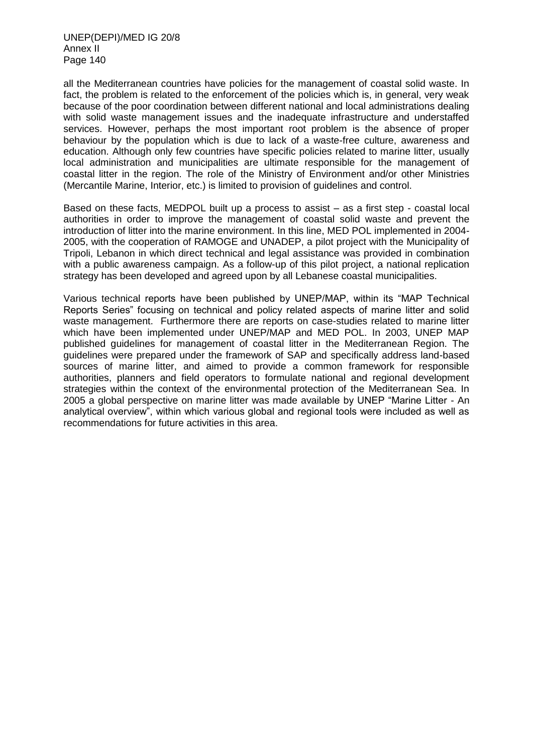all the Mediterranean countries have policies for the management of coastal solid waste. In fact, the problem is related to the enforcement of the policies which is, in general, very weak because of the poor coordination between different national and local administrations dealing with solid waste management issues and the inadequate infrastructure and understaffed services. However, perhaps the most important root problem is the absence of proper behaviour by the population which is due to lack of a waste-free culture, awareness and education. Although only few countries have specific policies related to marine litter, usually local administration and municipalities are ultimate responsible for the management of coastal litter in the region. The role of the Ministry of Environment and/or other Ministries (Mercantile Marine, Interior, etc.) is limited to provision of guidelines and control.

Based on these facts, MEDPOL built up a process to assist – as a first step - coastal local authorities in order to improve the management of coastal solid waste and prevent the introduction of litter into the marine environment. In this line, MED POL implemented in 2004-2005, with the cooperation of RAMOGE and UNADEP, a pilot project with the Municipality of Tripoli, Lebanon in which direct technical and legal assistance was provided in combination with a public awareness campaign. As a follow-up of this pilot project, a national replication strategy has been developed and agreed upon by all Lebanese coastal municipalities.

Various technical reports have been published by UNEP/MAP, within its "MAP Technical Reports Series" focusing on technical and policy related aspects of marine litter and solid waste management. Furthermore there are reports on case-studies related to marine litter which have been implemented under UNEP/MAP and MED POL. In 2003, UNEP MAP published guidelines for management of coastal litter in the Mediterranean Region. The guidelines were prepared under the framework of SAP and specifically address land-based sources of marine litter, and aimed to provide a common framework for responsible authorities, planners and field operators to formulate national and regional development strategies within the context of the environmental protection of the Mediterranean Sea. In 2005 a global perspective on marine litter was made available by UNEP "Marine Litter - An analytical overview", within which various global and regional tools were included as well as recommendations for future activities in this area.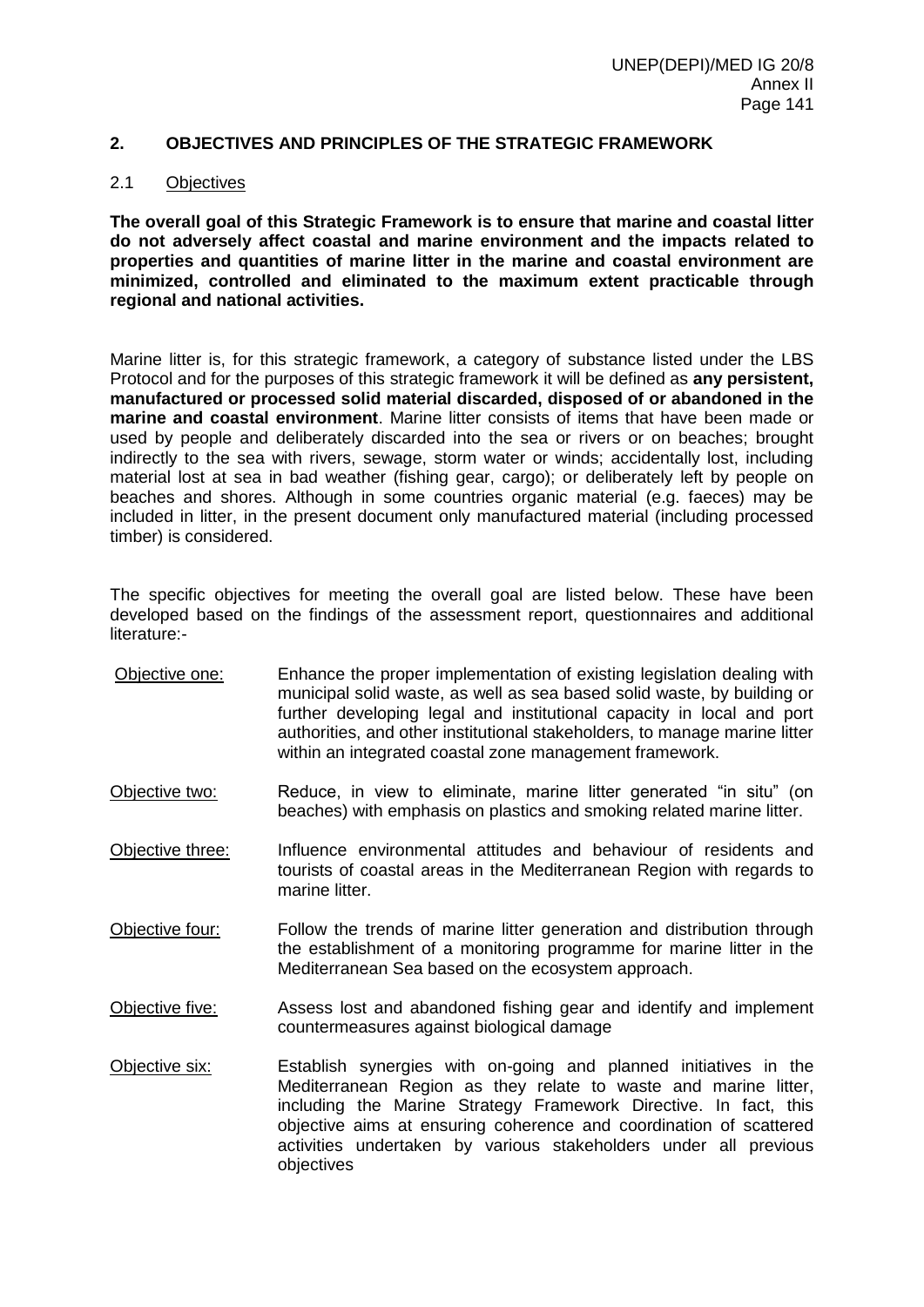## 2. OBJECTIVES AND PRINCIPLES OF THE STRATEGIC FRAMEWORK

### 2.1 Objectives

**The overall goal of this Strategic Framework is to ensure that marine and coastal litter do not adversely affect coastal and marine environment and the impacts related to properties and quantities of marine litter in the marine and coastal environment are minimized, controlled and eliminated to the maximum extent practicable through regional and national activities.**

Marine litter is, for this strategic framework, a category of substance listed under the LBS Protocol and for the purposes of this strategic framework it will be defined as **any persistent, manufactured or processed solid material discarded, disposed of or abandoned in the marine and coastal environment**. Marine litter consists of items that have been made or used by people and deliberately discarded into the sea or rivers or on beaches; brought indirectly to the sea with rivers, sewage, storm water or winds; accidentally lost, including material lost at sea in bad weather (fishing gear, cargo); or deliberately left by people on beaches and shores. Although in some countries organic material (e.g. faeces) may be included in litter, in the present document only manufactured material (including processed timber) is considered.

The specific objectives for meeting the overall goal are listed below. These have been developed based on the findings of the assessment report, questionnaires and additional literature:-

- Objective one: Enhance the proper implementation of existing legislation dealing with municipal solid waste, as well as sea based solid waste, by building or further developing legal and institutional capacity in local and port authorities, and other institutional stakeholders, to manage marine litter within an integrated coastal zone management framework.
- Objective two: Reduce, in view to eliminate, marine litter generated "in situ" (on beaches) with emphasis on plastics and smoking related marine litter.
- Objective three: Influence environmental attitudes and behaviour of residents and tourists of coastal areas in the Mediterranean Region with regards to marine litter.
- Objective four: Follow the trends of marine litter generation and distribution through the establishment of a monitoring programme for marine litter in the Mediterranean Sea based on the ecosystem approach.
- Objective five: Assess lost and abandoned fishing gear and identify and implement countermeasures against biological damage
- Objective six: Establish synergies with on-going and planned initiatives in the Mediterranean Region as they relate to waste and marine litter, including the Marine Strategy Framework Directive. In fact, this objective aims at ensuring coherence and coordination of scattered activities undertaken by various stakeholders under all previous objectives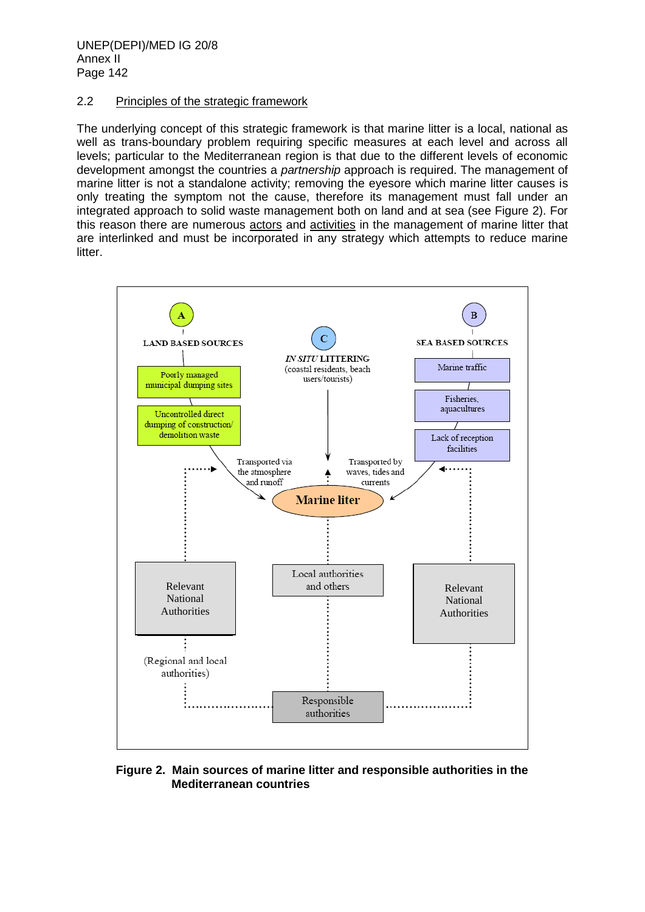## 2.2 Principles of the strategic framework

The underlying concept of this strategic framework is that marine litter is a local, national as well as trans-boundary problem requiring specific measures at each level and across all levels; particular to the Mediterranean region is that due to the different levels of economic development amongst the countries a *partnership* approach is required. The management of marine litter is not a standalone activity; removing the eyesore which marine litter causes is only treating the symptom not the cause, therefore its management must fall under an integrated approach to solid waste management both on land and at sea (see Figure 2). For this reason there are numerous actors and activities in the management of marine litter that are interlinked and must be incorporated in any strategy which attempts to reduce marine litter.

A — LAND BASED SOURCES
- Poorly managed municipal dumping sites
- Uncontrolled direct dumping of construction/ demolition waste

C — *IN SITU* LITTERING (coastal residents, beach users/tourists)

B — SEA BASED SOURCES
- Marine traffic
- Fisheries, aquacultures
- Lack of reception facilities

Transported via the atmosphere and runoff

Transported by waves, tides and currents

Marine liter

Relevant National Authorities

Local authorities and others

Relevant National Authorities

(Regional and local authorities)

Responsible authorities

**Figure 2. Main sources of marine litter and responsible authorities in the Mediterranean countries**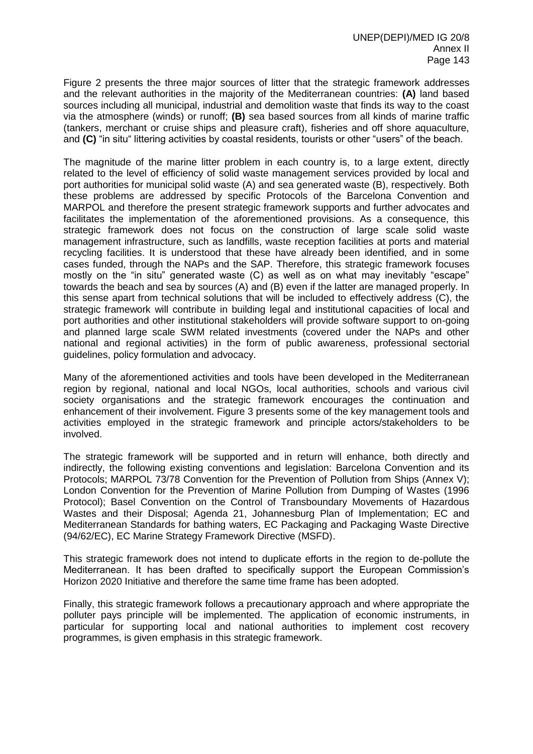Figure 2 presents the three major sources of litter that the strategic framework addresses and the relevant authorities in the majority of the Mediterranean countries: **(A)** land based sources including all municipal, industrial and demolition waste that finds its way to the coast via the atmosphere (winds) or runoff; **(B)** sea based sources from all kinds of marine traffic (tankers, merchant or cruise ships and pleasure craft), fisheries and off shore aquaculture, and **(C)** "in situ" littering activities by coastal residents, tourists or other "users" of the beach.

The magnitude of the marine litter problem in each country is, to a large extent, directly related to the level of efficiency of solid waste management services provided by local and port authorities for municipal solid waste (A) and sea generated waste (B), respectively. Both these problems are addressed by specific Protocols of the Barcelona Convention and MARPOL and therefore the present strategic framework supports and further advocates and facilitates the implementation of the aforementioned provisions. As a consequence, this strategic framework does not focus on the construction of large scale solid waste management infrastructure, such as landfills, waste reception facilities at ports and material recycling facilities. It is understood that these have already been identified, and in some cases funded, through the NAPs and the SAP. Therefore, this strategic framework focuses mostly on the "in situ" generated waste (C) as well as on what may inevitably "escape" towards the beach and sea by sources (A) and (B) even if the latter are managed properly. In this sense apart from technical solutions that will be included to effectively address (C), the strategic framework will contribute in building legal and institutional capacities of local and port authorities and other institutional stakeholders will provide software support to on-going and planned large scale SWM related investments (covered under the NAPs and other national and regional activities) in the form of public awareness, professional sectorial guidelines, policy formulation and advocacy.

Many of the aforementioned activities and tools have been developed in the Mediterranean region by regional, national and local NGOs, local authorities, schools and various civil society organisations and the strategic framework encourages the continuation and enhancement of their involvement. Figure 3 presents some of the key management tools and activities employed in the strategic framework and principle actors/stakeholders to be involved.

The strategic framework will be supported and in return will enhance, both directly and indirectly, the following existing conventions and legislation: Barcelona Convention and its Protocols; MARPOL 73/78 Convention for the Prevention of Pollution from Ships (Annex V); London Convention for the Prevention of Marine Pollution from Dumping of Wastes (1996 Protocol); Basel Convention on the Control of Transboundary Movements of Hazardous Wastes and their Disposal; Agenda 21, Johannesburg Plan of Implementation; EC and Mediterranean Standards for bathing waters, EC Packaging and Packaging Waste Directive (94/62/EC), EC Marine Strategy Framework Directive (MSFD).

This strategic framework does not intend to duplicate efforts in the region to de-pollute the Mediterranean. It has been drafted to specifically support the European Commission's Horizon 2020 Initiative and therefore the same time frame has been adopted.

Finally, this strategic framework follows a precautionary approach and where appropriate the polluter pays principle will be implemented. The application of economic instruments, in particular for supporting local and national authorities to implement cost recovery programmes, is given emphasis in this strategic framework.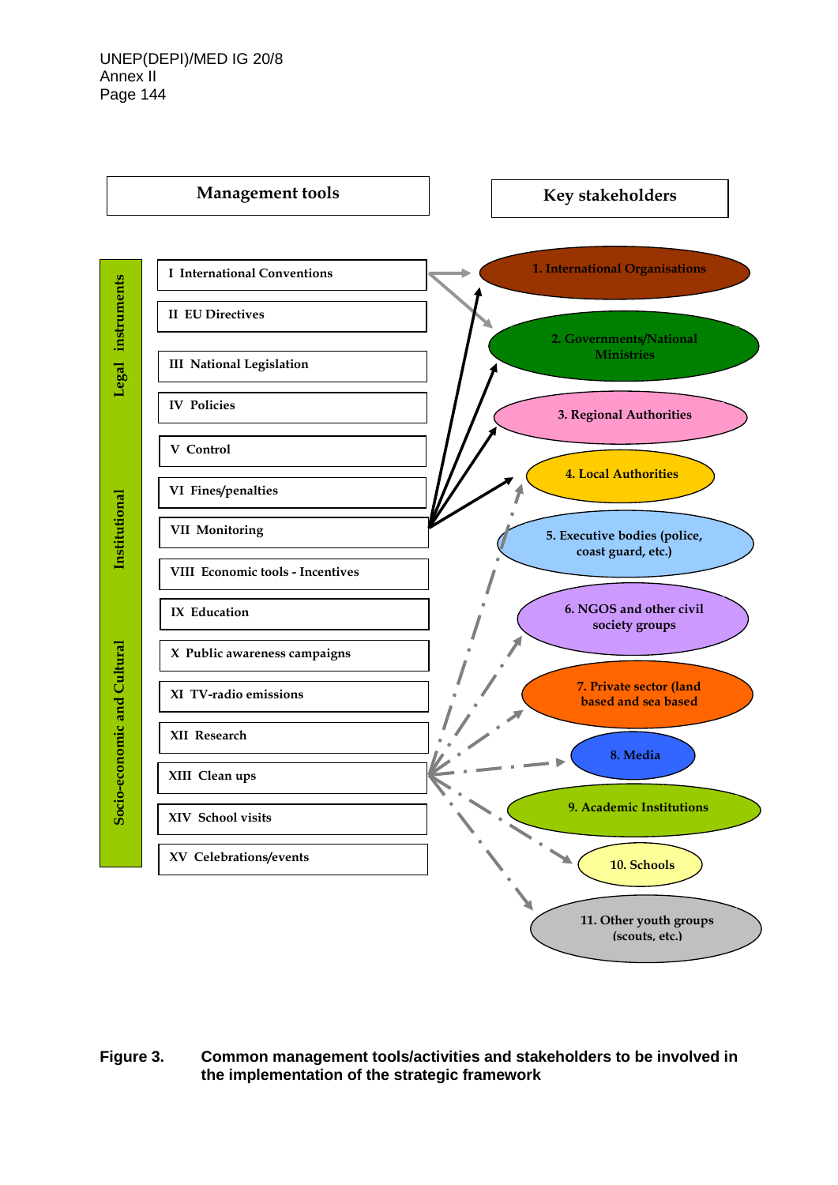| Management tools | Key stakeholders |
|---|---|
| **Legal instruments** | |
| I International Conventions | 1. International Organisations |
| II EU Directives | 2. Governments/National Ministries |
| III National Legislation | 3. Regional Authorities |
| IV Policies | 4. Local Authorities |
| **Institutional** | |
| V Control | 5. Executive bodies (police, coast guard, etc.) |
| VI Fines/penalties | 6. NGOS and other civil society groups |
| VII Monitoring | 7. Private sector (land based and sea based |
| **Socio-economic and Cultural** | |
| VIII Economic tools - Incentives | 8. Media |
| IX Education | 9. Academic Institutions |
| X Public awareness campaigns | 10. Schools |
| XI TV-radio emissions | 11. Other youth groups (scouts, etc.) |
| XII Research | |
| XIII Clean ups | |
| XIV School visits | |
| XV Celebrations/events | |

**Figure 3.** **Common management tools/activities and stakeholders to be involved in the implementation of the strategic framework**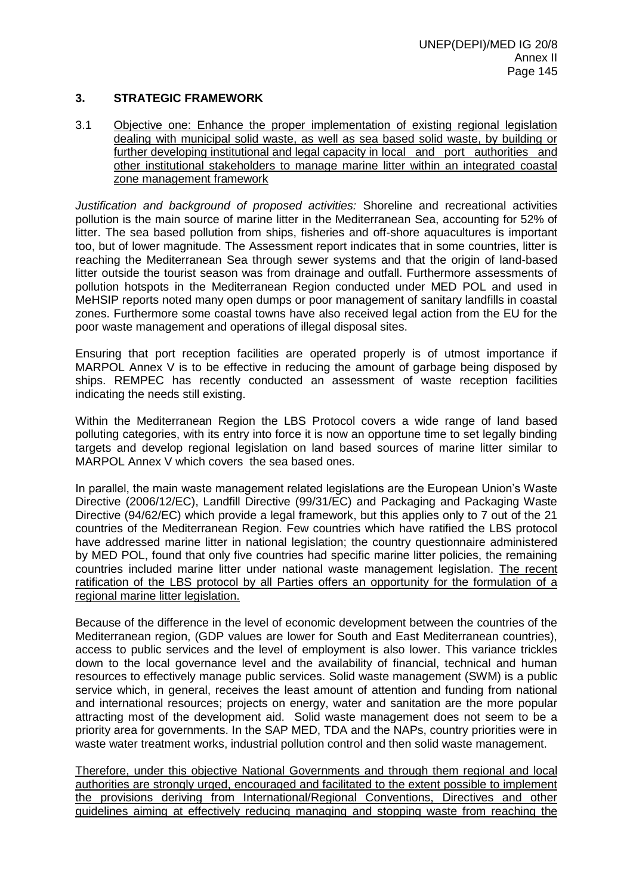## 3. STRATEGIC FRAMEWORK

3.1 Objective one: Enhance the proper implementation of existing regional legislation dealing with municipal solid waste, as well as sea based solid waste, by building or further developing institutional and legal capacity in local and port authorities and other institutional stakeholders to manage marine litter within an integrated coastal zone management framework

*Justification and background of proposed activities:* Shoreline and recreational activities pollution is the main source of marine litter in the Mediterranean Sea, accounting for 52% of litter. The sea based pollution from ships, fisheries and off-shore aquacultures is important too, but of lower magnitude. The Assessment report indicates that in some countries, litter is reaching the Mediterranean Sea through sewer systems and that the origin of land-based litter outside the tourist season was from drainage and outfall. Furthermore assessments of pollution hotspots in the Mediterranean Region conducted under MED POL and used in MeHSIP reports noted many open dumps or poor management of sanitary landfills in coastal zones. Furthermore some coastal towns have also received legal action from the EU for the poor waste management and operations of illegal disposal sites.

Ensuring that port reception facilities are operated properly is of utmost importance if MARPOL Annex V is to be effective in reducing the amount of garbage being disposed by ships. REMPEC has recently conducted an assessment of waste reception facilities indicating the needs still existing.

Within the Mediterranean Region the LBS Protocol covers a wide range of land based polluting categories, with its entry into force it is now an opportune time to set legally binding targets and develop regional legislation on land based sources of marine litter similar to MARPOL Annex V which covers the sea based ones.

In parallel, the main waste management related legislations are the European Union's Waste Directive (2006/12/EC), Landfill Directive (99/31/EC) and Packaging and Packaging Waste Directive (94/62/EC) which provide a legal framework, but this applies only to 7 out of the 21 countries of the Mediterranean Region. Few countries which have ratified the LBS protocol have addressed marine litter in national legislation; the country questionnaire administered by MED POL, found that only five countries had specific marine litter policies, the remaining countries included marine litter under national waste management legislation. The recent ratification of the LBS protocol by all Parties offers an opportunity for the formulation of a regional marine litter legislation.

Because of the difference in the level of economic development between the countries of the Mediterranean region, (GDP values are lower for South and East Mediterranean countries), access to public services and the level of employment is also lower. This variance trickles down to the local governance level and the availability of financial, technical and human resources to effectively manage public services. Solid waste management (SWM) is a public service which, in general, receives the least amount of attention and funding from national and international resources; projects on energy, water and sanitation are the more popular attracting most of the development aid. Solid waste management does not seem to be a priority area for governments. In the SAP MED, TDA and the NAPs, country priorities were in waste water treatment works, industrial pollution control and then solid waste management.

Therefore, under this objective National Governments and through them regional and local authorities are strongly urged, encouraged and facilitated to the extent possible to implement the provisions deriving from International/Regional Conventions, Directives and other guidelines aiming at effectively reducing managing and stopping waste from reaching the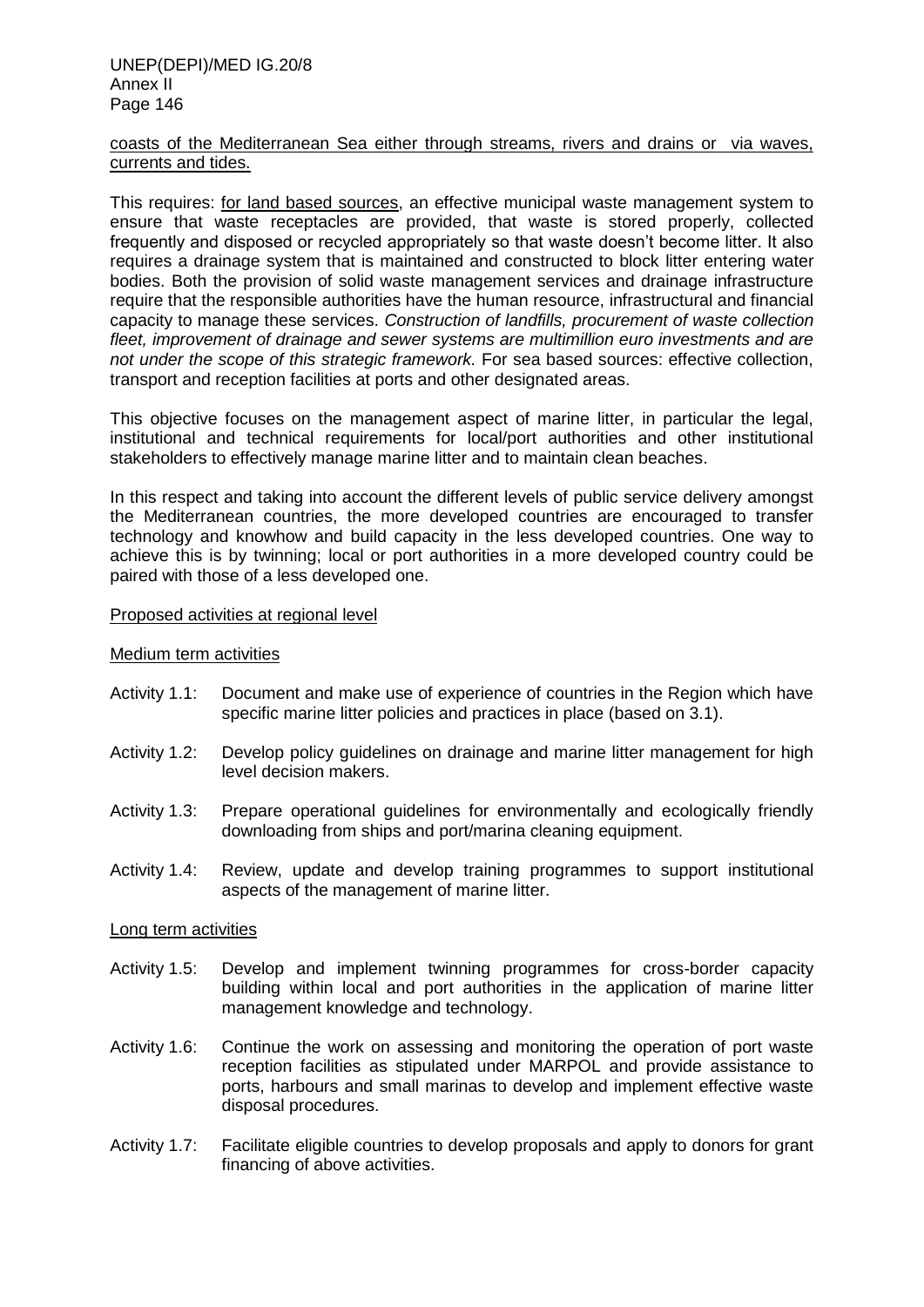coasts of the Mediterranean Sea either through streams, rivers and drains or via waves, currents and tides.

This requires: for land based sources, an effective municipal waste management system to ensure that waste receptacles are provided, that waste is stored properly, collected frequently and disposed or recycled appropriately so that waste doesn't become litter. It also requires a drainage system that is maintained and constructed to block litter entering water bodies. Both the provision of solid waste management services and drainage infrastructure require that the responsible authorities have the human resource, infrastructural and financial capacity to manage these services. *Construction of landfills, procurement of waste collection fleet, improvement of drainage and sewer systems are multimillion euro investments and are not under the scope of this strategic framework.* For sea based sources: effective collection, transport and reception facilities at ports and other designated areas.

This objective focuses on the management aspect of marine litter, in particular the legal, institutional and technical requirements for local/port authorities and other institutional stakeholders to effectively manage marine litter and to maintain clean beaches.

In this respect and taking into account the different levels of public service delivery amongst the Mediterranean countries, the more developed countries are encouraged to transfer technology and knowhow and build capacity in the less developed countries. One way to achieve this is by twinning; local or port authorities in a more developed country could be paired with those of a less developed one.

Proposed activities at regional level

Medium term activities

- Activity 1.1: Document and make use of experience of countries in the Region which have specific marine litter policies and practices in place (based on 3.1).
- Activity 1.2: Develop policy guidelines on drainage and marine litter management for high level decision makers.
- Activity 1.3: Prepare operational guidelines for environmentally and ecologically friendly downloading from ships and port/marina cleaning equipment.
- Activity 1.4: Review, update and develop training programmes to support institutional aspects of the management of marine litter.

Long term activities

- Activity 1.5: Develop and implement twinning programmes for cross-border capacity building within local and port authorities in the application of marine litter management knowledge and technology.
- Activity 1.6: Continue the work on assessing and monitoring the operation of port waste reception facilities as stipulated under MARPOL and provide assistance to ports, harbours and small marinas to develop and implement effective waste disposal procedures.
- Activity 1.7: Facilitate eligible countries to develop proposals and apply to donors for grant financing of above activities.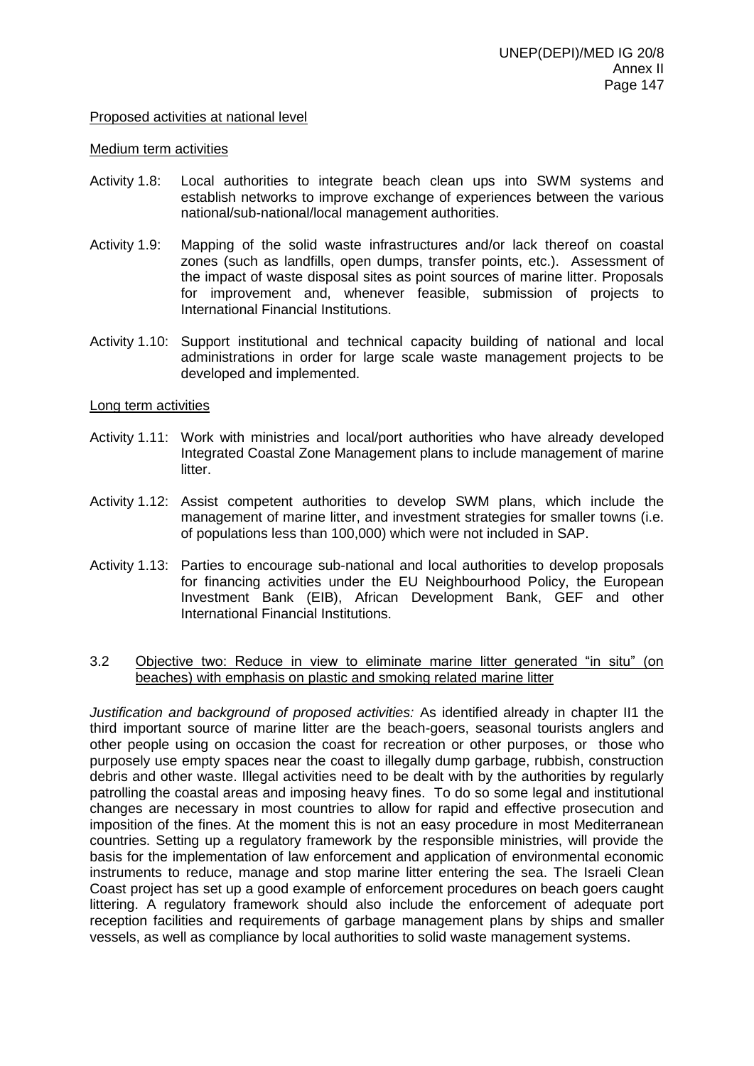Proposed activities at national level

Medium term activities

Activity 1.8: Local authorities to integrate beach clean ups into SWM systems and establish networks to improve exchange of experiences between the various national/sub-national/local management authorities.

Activity 1.9: Mapping of the solid waste infrastructures and/or lack thereof on coastal zones (such as landfills, open dumps, transfer points, etc.). Assessment of the impact of waste disposal sites as point sources of marine litter. Proposals for improvement and, whenever feasible, submission of projects to International Financial Institutions.

Activity 1.10: Support institutional and technical capacity building of national and local administrations in order for large scale waste management projects to be developed and implemented.

Long term activities

Activity 1.11: Work with ministries and local/port authorities who have already developed Integrated Coastal Zone Management plans to include management of marine litter.

Activity 1.12: Assist competent authorities to develop SWM plans, which include the management of marine litter, and investment strategies for smaller towns (i.e. of populations less than 100,000) which were not included in SAP.

Activity 1.13: Parties to encourage sub-national and local authorities to develop proposals for financing activities under the EU Neighbourhood Policy, the European Investment Bank (EIB), African Development Bank, GEF and other International Financial Institutions.

## 3.2 Objective two: Reduce in view to eliminate marine litter generated "in situ" (on beaches) with emphasis on plastic and smoking related marine litter

*Justification and background of proposed activities:* As identified already in chapter II1 the third important source of marine litter are the beach-goers, seasonal tourists anglers and other people using on occasion the coast for recreation or other purposes, or those who purposely use empty spaces near the coast to illegally dump garbage, rubbish, construction debris and other waste. Illegal activities need to be dealt with by the authorities by regularly patrolling the coastal areas and imposing heavy fines. To do so some legal and institutional changes are necessary in most countries to allow for rapid and effective prosecution and imposition of the fines. At the moment this is not an easy procedure in most Mediterranean countries. Setting up a regulatory framework by the responsible ministries, will provide the basis for the implementation of law enforcement and application of environmental economic instruments to reduce, manage and stop marine litter entering the sea. The Israeli Clean Coast project has set up a good example of enforcement procedures on beach goers caught littering. A regulatory framework should also include the enforcement of adequate port reception facilities and requirements of garbage management plans by ships and smaller vessels, as well as compliance by local authorities to solid waste management systems.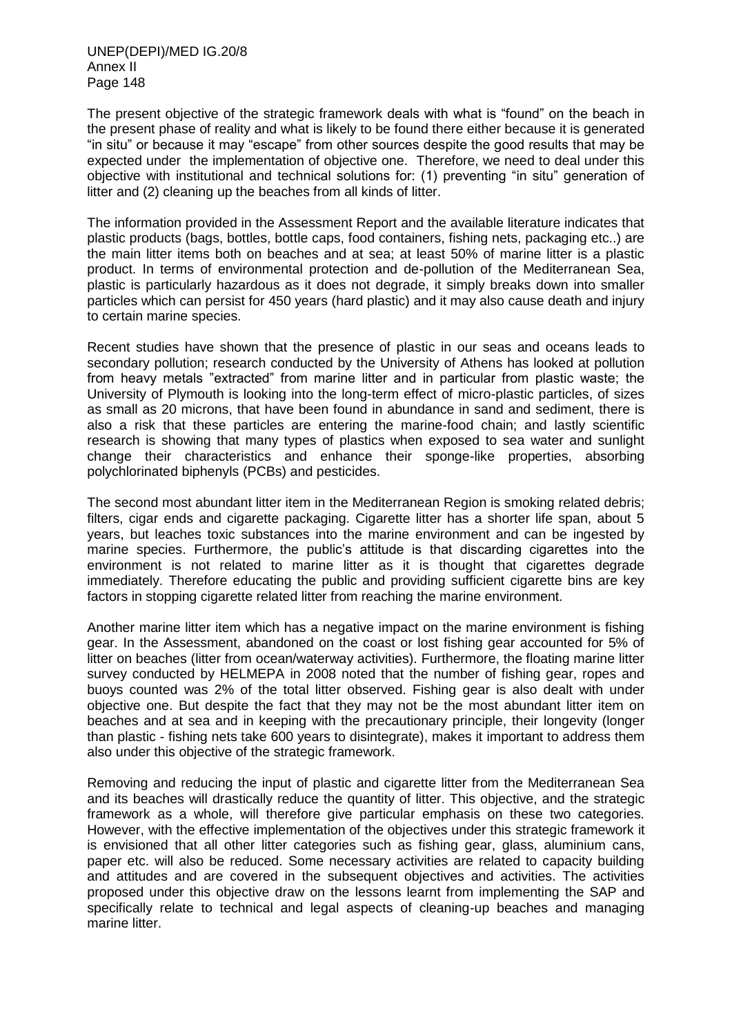The present objective of the strategic framework deals with what is "found" on the beach in the present phase of reality and what is likely to be found there either because it is generated "in situ" or because it may "escape" from other sources despite the good results that may be expected under the implementation of objective one. Therefore, we need to deal under this objective with institutional and technical solutions for: (1) preventing "in situ" generation of litter and (2) cleaning up the beaches from all kinds of litter.

The information provided in the Assessment Report and the available literature indicates that plastic products (bags, bottles, bottle caps, food containers, fishing nets, packaging etc..) are the main litter items both on beaches and at sea; at least 50% of marine litter is a plastic product. In terms of environmental protection and de-pollution of the Mediterranean Sea, plastic is particularly hazardous as it does not degrade, it simply breaks down into smaller particles which can persist for 450 years (hard plastic) and it may also cause death and injury to certain marine species.

Recent studies have shown that the presence of plastic in our seas and oceans leads to secondary pollution; research conducted by the University of Athens has looked at pollution from heavy metals "extracted" from marine litter and in particular from plastic waste; the University of Plymouth is looking into the long-term effect of micro-plastic particles, of sizes as small as 20 microns, that have been found in abundance in sand and sediment, there is also a risk that these particles are entering the marine-food chain; and lastly scientific research is showing that many types of plastics when exposed to sea water and sunlight change their characteristics and enhance their sponge-like properties, absorbing polychlorinated biphenyls (PCBs) and pesticides.

The second most abundant litter item in the Mediterranean Region is smoking related debris; filters, cigar ends and cigarette packaging. Cigarette litter has a shorter life span, about 5 years, but leaches toxic substances into the marine environment and can be ingested by marine species. Furthermore, the public's attitude is that discarding cigarettes into the environment is not related to marine litter as it is thought that cigarettes degrade immediately. Therefore educating the public and providing sufficient cigarette bins are key factors in stopping cigarette related litter from reaching the marine environment.

Another marine litter item which has a negative impact on the marine environment is fishing gear. In the Assessment, abandoned on the coast or lost fishing gear accounted for 5% of litter on beaches (litter from ocean/waterway activities). Furthermore, the floating marine litter survey conducted by HELMEPA in 2008 noted that the number of fishing gear, ropes and buoys counted was 2% of the total litter observed. Fishing gear is also dealt with under objective one. But despite the fact that they may not be the most abundant litter item on beaches and at sea and in keeping with the precautionary principle, their longevity (longer than plastic - fishing nets take 600 years to disintegrate), makes it important to address them also under this objective of the strategic framework.

Removing and reducing the input of plastic and cigarette litter from the Mediterranean Sea and its beaches will drastically reduce the quantity of litter. This objective, and the strategic framework as a whole, will therefore give particular emphasis on these two categories. However, with the effective implementation of the objectives under this strategic framework it is envisioned that all other litter categories such as fishing gear, glass, aluminium cans, paper etc. will also be reduced. Some necessary activities are related to capacity building and attitudes and are covered in the subsequent objectives and activities. The activities proposed under this objective draw on the lessons learnt from implementing the SAP and specifically relate to technical and legal aspects of cleaning-up beaches and managing marine litter.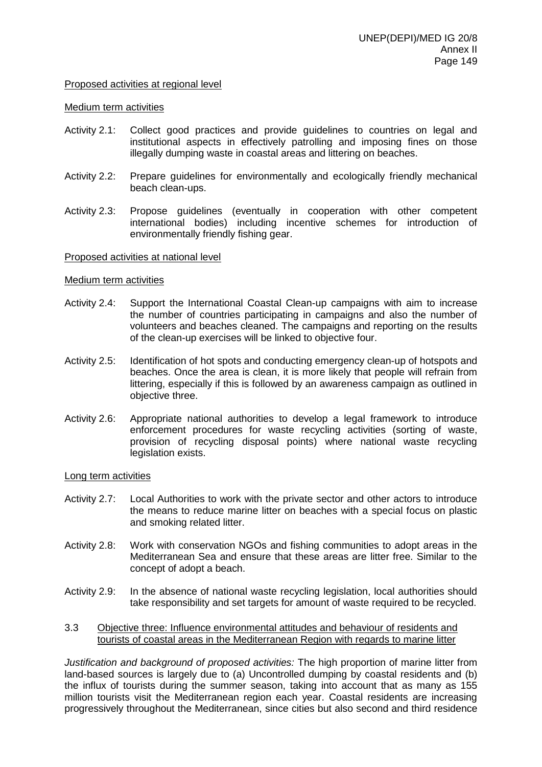Proposed activities at regional level

Medium term activities

Activity 2.1: Collect good practices and provide guidelines to countries on legal and institutional aspects in effectively patrolling and imposing fines on those illegally dumping waste in coastal areas and littering on beaches.

Activity 2.2: Prepare guidelines for environmentally and ecologically friendly mechanical beach clean-ups.

Activity 2.3: Propose guidelines (eventually in cooperation with other competent international bodies) including incentive schemes for introduction of environmentally friendly fishing gear.

Proposed activities at national level

Medium term activities

Activity 2.4: Support the International Coastal Clean-up campaigns with aim to increase the number of countries participating in campaigns and also the number of volunteers and beaches cleaned. The campaigns and reporting on the results of the clean-up exercises will be linked to objective four.

Activity 2.5: Identification of hot spots and conducting emergency clean-up of hotspots and beaches. Once the area is clean, it is more likely that people will refrain from littering, especially if this is followed by an awareness campaign as outlined in objective three.

Activity 2.6: Appropriate national authorities to develop a legal framework to introduce enforcement procedures for waste recycling activities (sorting of waste, provision of recycling disposal points) where national waste recycling legislation exists.

Long term activities

Activity 2.7: Local Authorities to work with the private sector and other actors to introduce the means to reduce marine litter on beaches with a special focus on plastic and smoking related litter.

Activity 2.8: Work with conservation NGOs and fishing communities to adopt areas in the Mediterranean Sea and ensure that these areas are litter free. Similar to the concept of adopt a beach.

Activity 2.9: In the absence of national waste recycling legislation, local authorities should take responsibility and set targets for amount of waste required to be recycled.

## 3.3 Objective three: Influence environmental attitudes and behaviour of residents and tourists of coastal areas in the Mediterranean Region with regards to marine litter

*Justification and background of proposed activities:* The high proportion of marine litter from land-based sources is largely due to (a) Uncontrolled dumping by coastal residents and (b) the influx of tourists during the summer season, taking into account that as many as 155 million tourists visit the Mediterranean region each year. Coastal residents are increasing progressively throughout the Mediterranean, since cities but also second and third residence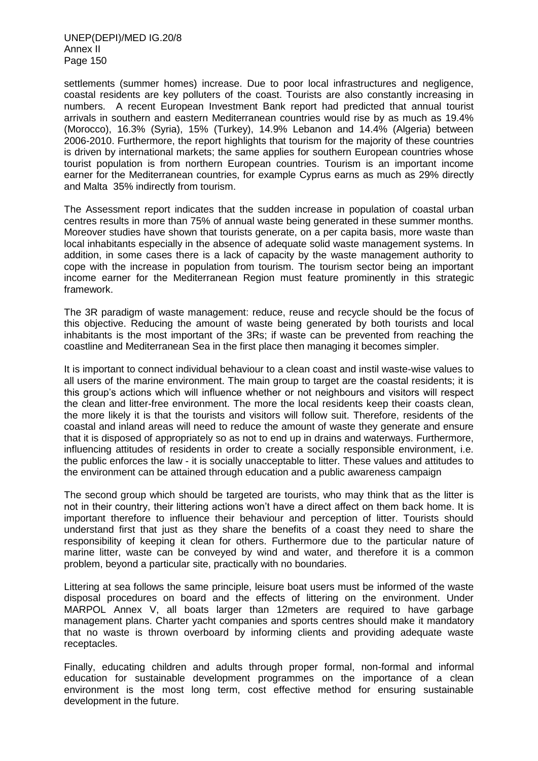settlements (summer homes) increase. Due to poor local infrastructures and negligence, coastal residents are key polluters of the coast. Tourists are also constantly increasing in numbers. A recent European Investment Bank report had predicted that annual tourist arrivals in southern and eastern Mediterranean countries would rise by as much as 19.4% (Morocco), 16.3% (Syria), 15% (Turkey), 14.9% Lebanon and 14.4% (Algeria) between 2006-2010. Furthermore, the report highlights that tourism for the majority of these countries is driven by international markets; the same applies for southern European countries whose tourist population is from northern European countries. Tourism is an important income earner for the Mediterranean countries, for example Cyprus earns as much as 29% directly and Malta 35% indirectly from tourism.

The Assessment report indicates that the sudden increase in population of coastal urban centres results in more than 75% of annual waste being generated in these summer months. Moreover studies have shown that tourists generate, on a per capita basis, more waste than local inhabitants especially in the absence of adequate solid waste management systems. In addition, in some cases there is a lack of capacity by the waste management authority to cope with the increase in population from tourism. The tourism sector being an important income earner for the Mediterranean Region must feature prominently in this strategic framework.

The 3R paradigm of waste management: reduce, reuse and recycle should be the focus of this objective. Reducing the amount of waste being generated by both tourists and local inhabitants is the most important of the 3Rs; if waste can be prevented from reaching the coastline and Mediterranean Sea in the first place then managing it becomes simpler.

It is important to connect individual behaviour to a clean coast and instil waste-wise values to all users of the marine environment. The main group to target are the coastal residents; it is this group's actions which will influence whether or not neighbours and visitors will respect the clean and litter-free environment. The more the local residents keep their coasts clean, the more likely it is that the tourists and visitors will follow suit. Therefore, residents of the coastal and inland areas will need to reduce the amount of waste they generate and ensure that it is disposed of appropriately so as not to end up in drains and waterways. Furthermore, influencing attitudes of residents in order to create a socially responsible environment, i.e. the public enforces the law - it is socially unacceptable to litter. These values and attitudes to the environment can be attained through education and a public awareness campaign

The second group which should be targeted are tourists, who may think that as the litter is not in their country, their littering actions won't have a direct affect on them back home. It is important therefore to influence their behaviour and perception of litter. Tourists should understand first that just as they share the benefits of a coast they need to share the responsibility of keeping it clean for others. Furthermore due to the particular nature of marine litter, waste can be conveyed by wind and water, and therefore it is a common problem, beyond a particular site, practically with no boundaries.

Littering at sea follows the same principle, leisure boat users must be informed of the waste disposal procedures on board and the effects of littering on the environment. Under MARPOL Annex V, all boats larger than 12meters are required to have garbage management plans. Charter yacht companies and sports centres should make it mandatory that no waste is thrown overboard by informing clients and providing adequate waste receptacles.

Finally, educating children and adults through proper formal, non-formal and informal education for sustainable development programmes on the importance of a clean environment is the most long term, cost effective method for ensuring sustainable development in the future.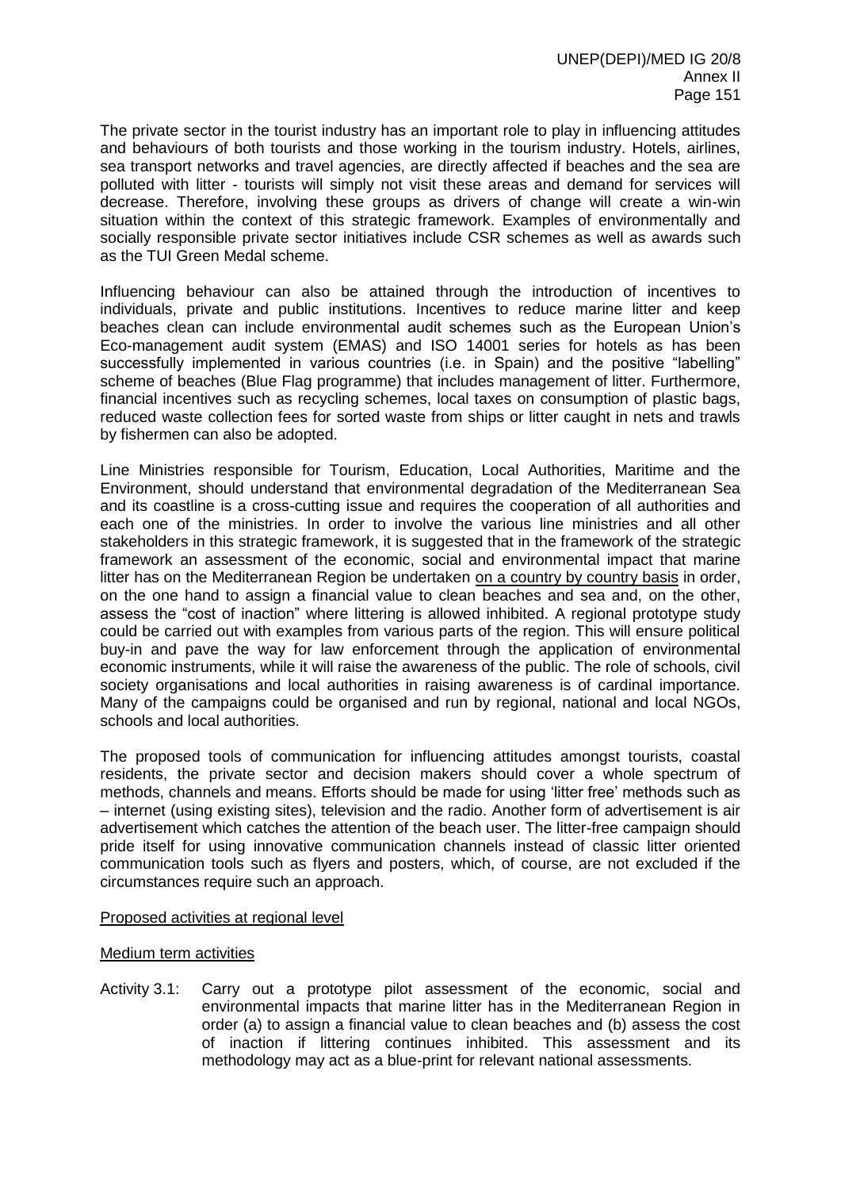The private sector in the tourist industry has an important role to play in influencing attitudes and behaviours of both tourists and those working in the tourism industry. Hotels, airlines, sea transport networks and travel agencies, are directly affected if beaches and the sea are polluted with litter - tourists will simply not visit these areas and demand for services will decrease. Therefore, involving these groups as drivers of change will create a win-win situation within the context of this strategic framework. Examples of environmentally and socially responsible private sector initiatives include CSR schemes as well as awards such as the TUI Green Medal scheme.

Influencing behaviour can also be attained through the introduction of incentives to individuals, private and public institutions. Incentives to reduce marine litter and keep beaches clean can include environmental audit schemes such as the European Union's Eco-management audit system (EMAS) and ISO 14001 series for hotels as has been successfully implemented in various countries (i.e. in Spain) and the positive "labelling" scheme of beaches (Blue Flag programme) that includes management of litter. Furthermore, financial incentives such as recycling schemes, local taxes on consumption of plastic bags, reduced waste collection fees for sorted waste from ships or litter caught in nets and trawls by fishermen can also be adopted.

Line Ministries responsible for Tourism, Education, Local Authorities, Maritime and the Environment, should understand that environmental degradation of the Mediterranean Sea and its coastline is a cross-cutting issue and requires the cooperation of all authorities and each one of the ministries. In order to involve the various line ministries and all other stakeholders in this strategic framework, it is suggested that in the framework of the strategic framework an assessment of the economic, social and environmental impact that marine litter has on the Mediterranean Region be undertaken <u>on a country by country basis</u> in order, on the one hand to assign a financial value to clean beaches and sea and, on the other, assess the "cost of inaction" where littering is allowed inhibited. A regional prototype study could be carried out with examples from various parts of the region. This will ensure political buy-in and pave the way for law enforcement through the application of environmental economic instruments, while it will raise the awareness of the public. The role of schools, civil society organisations and local authorities in raising awareness is of cardinal importance. Many of the campaigns could be organised and run by regional, national and local NGOs, schools and local authorities.

The proposed tools of communication for influencing attitudes amongst tourists, coastal residents, the private sector and decision makers should cover a whole spectrum of methods, channels and means. Efforts should be made for using 'litter free' methods such as – internet (using existing sites), television and the radio. Another form of advertisement is air advertisement which catches the attention of the beach user. The litter-free campaign should pride itself for using innovative communication channels instead of classic litter oriented communication tools such as flyers and posters, which, of course, are not excluded if the circumstances require such an approach.

<u>Proposed activities at regional level</u>

<u>Medium term activities</u>

Activity 3.1: Carry out a prototype pilot assessment of the economic, social and environmental impacts that marine litter has in the Mediterranean Region in order (a) to assign a financial value to clean beaches and (b) assess the cost of inaction if littering continues inhibited. This assessment and its methodology may act as a blue-print for relevant national assessments.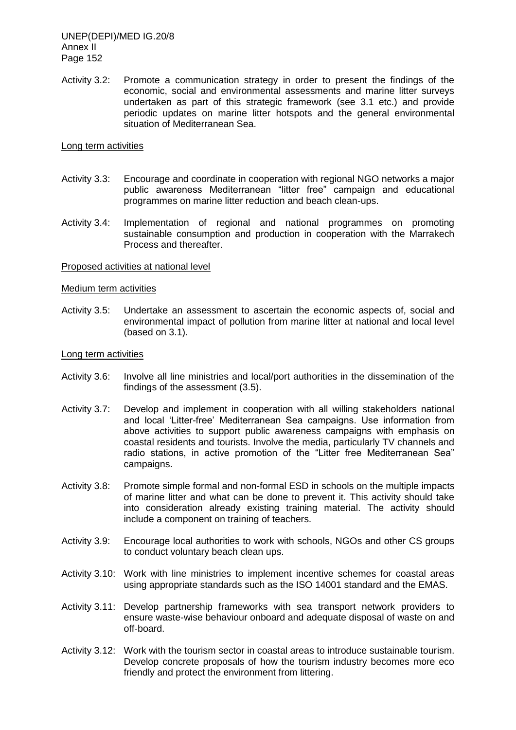Activity 3.2: Promote a communication strategy in order to present the findings of the economic, social and environmental assessments and marine litter surveys undertaken as part of this strategic framework (see 3.1 etc.) and provide periodic updates on marine litter hotspots and the general environmental situation of Mediterranean Sea.

Long term activities

Activity 3.3: Encourage and coordinate in cooperation with regional NGO networks a major public awareness Mediterranean "litter free" campaign and educational programmes on marine litter reduction and beach clean-ups.

Activity 3.4: Implementation of regional and national programmes on promoting sustainable consumption and production in cooperation with the Marrakech Process and thereafter.

Proposed activities at national level

Medium term activities

Activity 3.5: Undertake an assessment to ascertain the economic aspects of, social and environmental impact of pollution from marine litter at national and local level (based on 3.1).

Long term activities

Activity 3.6: Involve all line ministries and local/port authorities in the dissemination of the findings of the assessment (3.5).

Activity 3.7: Develop and implement in cooperation with all willing stakeholders national and local 'Litter-free' Mediterranean Sea campaigns. Use information from above activities to support public awareness campaigns with emphasis on coastal residents and tourists. Involve the media, particularly TV channels and radio stations, in active promotion of the "Litter free Mediterranean Sea" campaigns.

Activity 3.8: Promote simple formal and non-formal ESD in schools on the multiple impacts of marine litter and what can be done to prevent it. This activity should take into consideration already existing training material. The activity should include a component on training of teachers.

Activity 3.9: Encourage local authorities to work with schools, NGOs and other CS groups to conduct voluntary beach clean ups.

Activity 3.10: Work with line ministries to implement incentive schemes for coastal areas using appropriate standards such as the ISO 14001 standard and the EMAS.

Activity 3.11: Develop partnership frameworks with sea transport network providers to ensure waste-wise behaviour onboard and adequate disposal of waste on and off-board.

Activity 3.12: Work with the tourism sector in coastal areas to introduce sustainable tourism. Develop concrete proposals of how the tourism industry becomes more eco friendly and protect the environment from littering.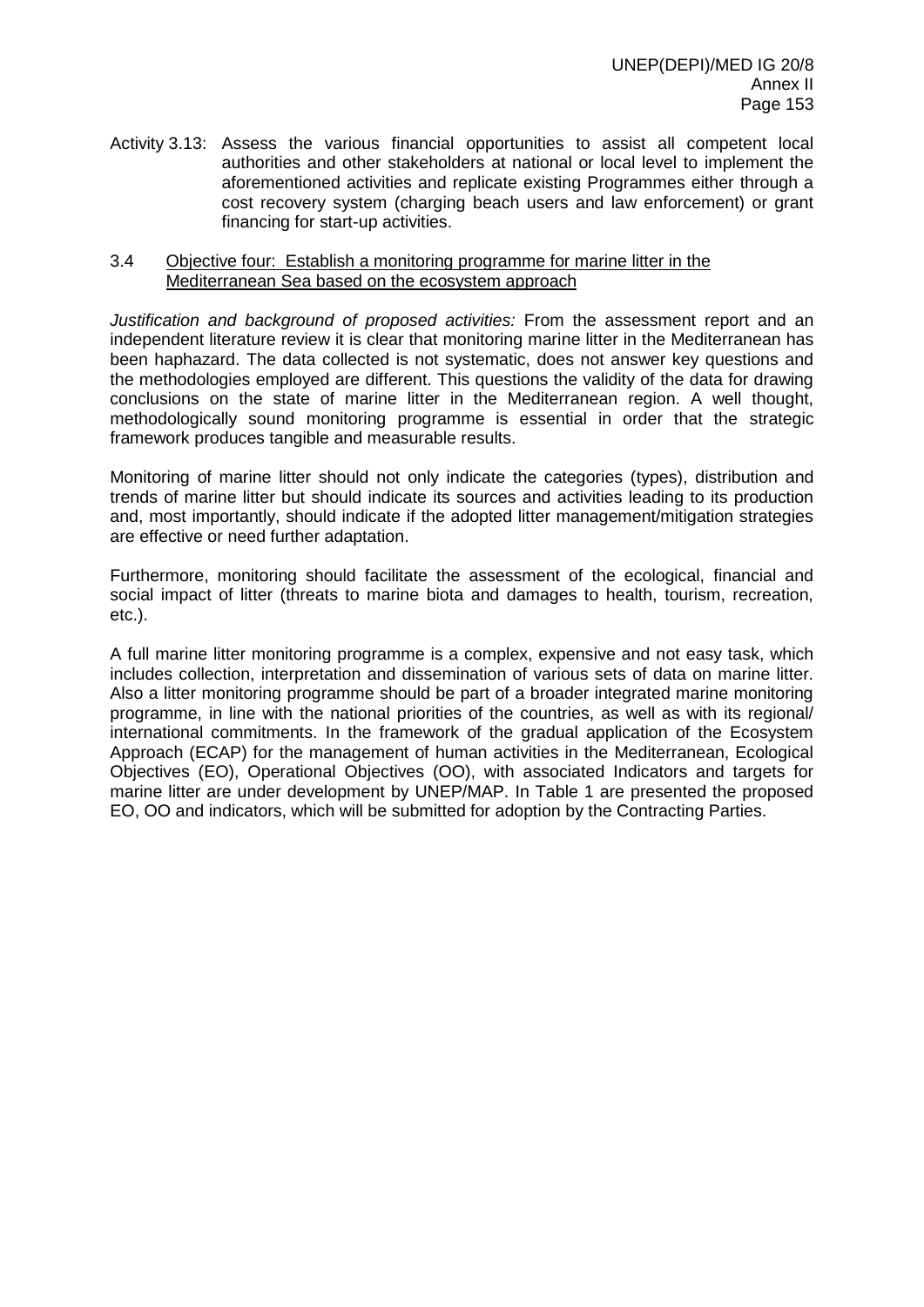Activity 3.13: Assess the various financial opportunities to assist all competent local authorities and other stakeholders at national or local level to implement the aforementioned activities and replicate existing Programmes either through a cost recovery system (charging beach users and law enforcement) or grant financing for start-up activities.

### 3.4 Objective four: Establish a monitoring programme for marine litter in the Mediterranean Sea based on the ecosystem approach

*Justification and background of proposed activities:* From the assessment report and an independent literature review it is clear that monitoring marine litter in the Mediterranean has been haphazard. The data collected is not systematic, does not answer key questions and the methodologies employed are different. This questions the validity of the data for drawing conclusions on the state of marine litter in the Mediterranean region. A well thought, methodologically sound monitoring programme is essential in order that the strategic framework produces tangible and measurable results.

Monitoring of marine litter should not only indicate the categories (types), distribution and trends of marine litter but should indicate its sources and activities leading to its production and, most importantly, should indicate if the adopted litter management/mitigation strategies are effective or need further adaptation.

Furthermore, monitoring should facilitate the assessment of the ecological, financial and social impact of litter (threats to marine biota and damages to health, tourism, recreation, etc.).

A full marine litter monitoring programme is a complex, expensive and not easy task, which includes collection, interpretation and dissemination of various sets of data on marine litter. Also a litter monitoring programme should be part of a broader integrated marine monitoring programme, in line with the national priorities of the countries, as well as with its regional/ international commitments. In the framework of the gradual application of the Ecosystem Approach (ECAP) for the management of human activities in the Mediterranean, Ecological Objectives (EO), Operational Objectives (OO), with associated Indicators and targets for marine litter are under development by UNEP/MAP. In Table 1 are presented the proposed EO, OO and indicators, which will be submitted for adoption by the Contracting Parties.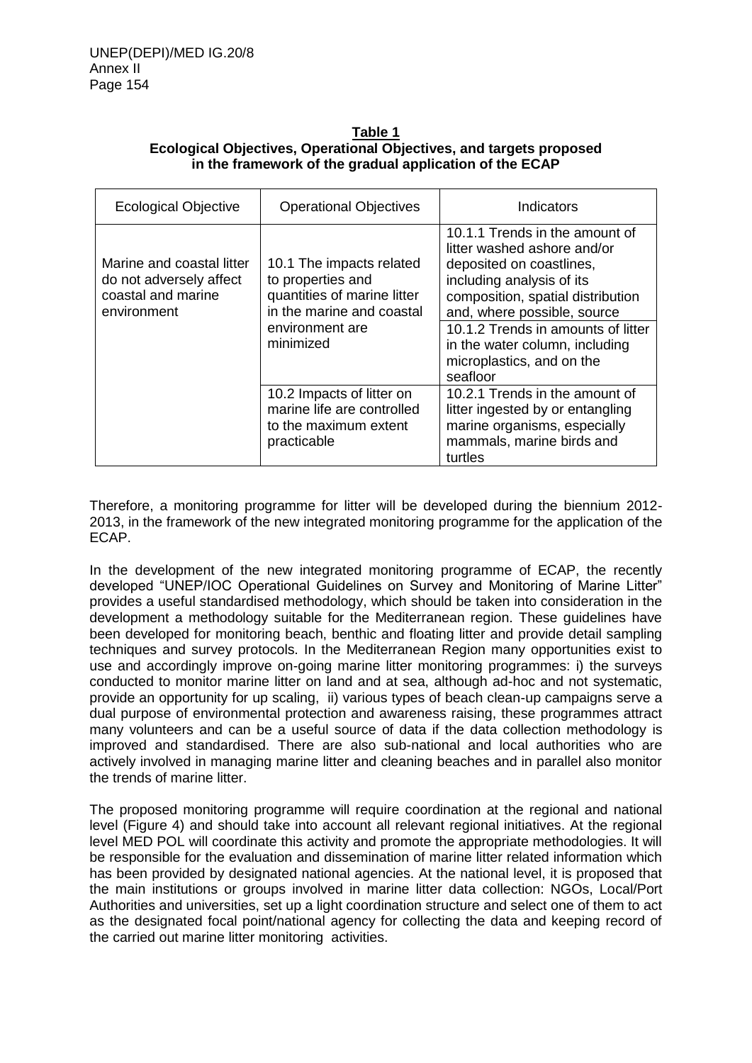**Table 1**
**Ecological Objectives, Operational Objectives, and targets proposed in the framework of the gradual application of the ECAP**

| Ecological Objective | Operational Objectives | Indicators |
|---|---|---|
| Marine and coastal litter do not adversely affect coastal and marine environment | 10.1 The impacts related to properties and quantities of marine litter in the marine and coastal environment are minimized | 10.1.1 Trends in the amount of litter washed ashore and/or deposited on coastlines, including analysis of its composition, spatial distribution and, where possible, source |
| | | 10.1.2 Trends in amounts of litter in the water column, including microplastics, and on the seafloor |
| | 10.2 Impacts of litter on marine life are controlled to the maximum extent practicable | 10.2.1 Trends in the amount of litter ingested by or entangling marine organisms, especially mammals, marine birds and turtles |

Therefore, a monitoring programme for litter will be developed during the biennium 2012-2013, in the framework of the new integrated monitoring programme for the application of the ECAP.

In the development of the new integrated monitoring programme of ECAP, the recently developed "UNEP/IOC Operational Guidelines on Survey and Monitoring of Marine Litter" provides a useful standardised methodology, which should be taken into consideration in the development a methodology suitable for the Mediterranean region. These guidelines have been developed for monitoring beach, benthic and floating litter and provide detail sampling techniques and survey protocols. In the Mediterranean Region many opportunities exist to use and accordingly improve on-going marine litter monitoring programmes: i) the surveys conducted to monitor marine litter on land and at sea, although ad-hoc and not systematic, provide an opportunity for up scaling, ii) various types of beach clean-up campaigns serve a dual purpose of environmental protection and awareness raising, these programmes attract many volunteers and can be a useful source of data if the data collection methodology is improved and standardised. There are also sub-national and local authorities who are actively involved in managing marine litter and cleaning beaches and in parallel also monitor the trends of marine litter.

The proposed monitoring programme will require coordination at the regional and national level (Figure 4) and should take into account all relevant regional initiatives. At the regional level MED POL will coordinate this activity and promote the appropriate methodologies. It will be responsible for the evaluation and dissemination of marine litter related information which has been provided by designated national agencies. At the national level, it is proposed that the main institutions or groups involved in marine litter data collection: NGOs, Local/Port Authorities and universities, set up a light coordination structure and select one of them to act as the designated focal point/national agency for collecting the data and keeping record of the carried out marine litter monitoring activities.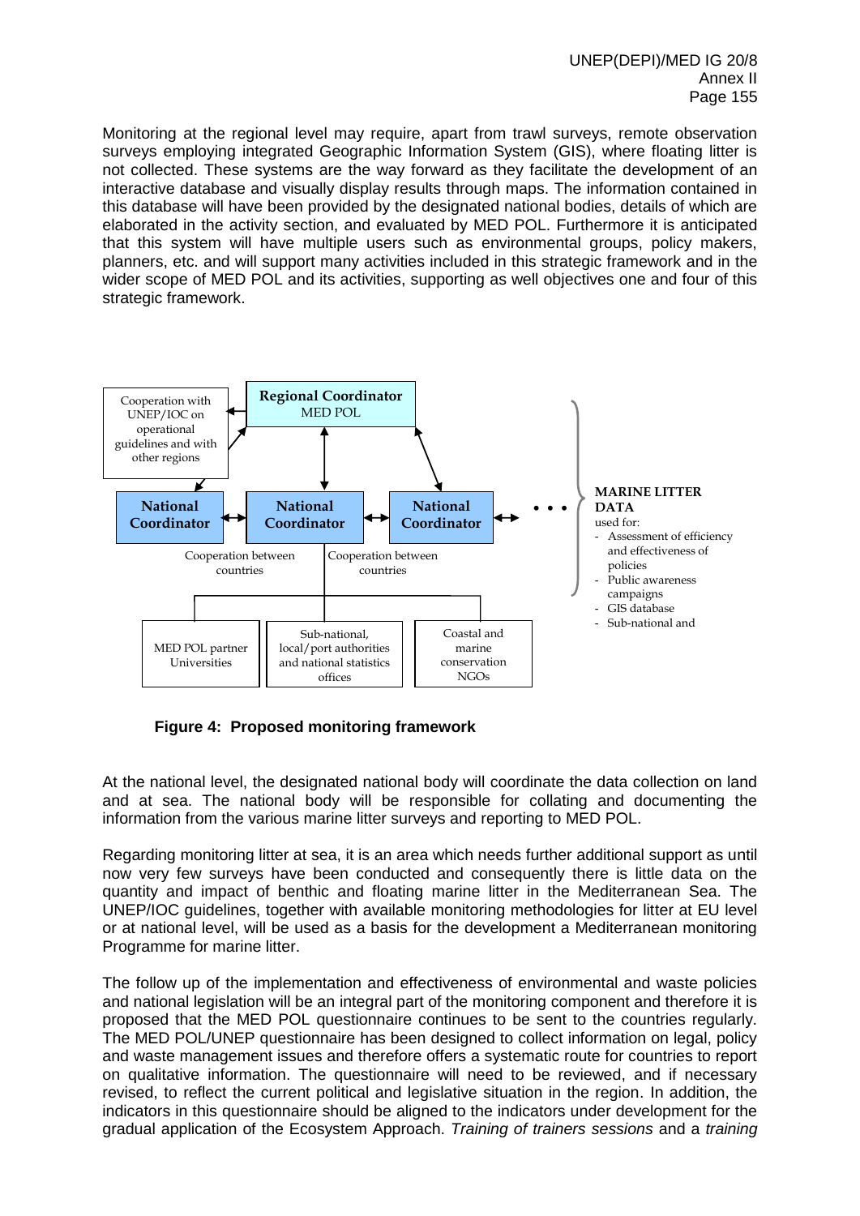Monitoring at the regional level may require, apart from trawl surveys, remote observation surveys employing integrated Geographic Information System (GIS), where floating litter is not collected. These systems are the way forward as they facilitate the development of an interactive database and visually display results through maps. The information contained in this database will have been provided by the designated national bodies, details of which are elaborated in the activity section, and evaluated by MED POL. Furthermore it is anticipated that this system will have multiple users such as environmental groups, policy makers, planners, etc. and will support many activities included in this strategic framework and in the wider scope of MED POL and its activities, supporting as well objectives one and four of this strategic framework.

Cooperation with UNEP/IOC on operational guidelines and with other regions

**Regional Coordinator**
MED POL

**National Coordinator** ↔ **National Coordinator** ↔ **National Coordinator** ↔ • • •

Cooperation between countries | Cooperation between countries

MED POL partner Universities | Sub-national, local/port authorities and national statistics offices | Coastal and marine conservation NGOs

**MARINE LITTER DATA**
used for:
- Assessment of efficiency and effectiveness of policies
- Public awareness campaigns
- GIS database
- Sub-national and

**Figure 4: Proposed monitoring framework**

At the national level, the designated national body will coordinate the data collection on land and at sea. The national body will be responsible for collating and documenting the information from the various marine litter surveys and reporting to MED POL.

Regarding monitoring litter at sea, it is an area which needs further additional support as until now very few surveys have been conducted and consequently there is little data on the quantity and impact of benthic and floating marine litter in the Mediterranean Sea. The UNEP/IOC guidelines, together with available monitoring methodologies for litter at EU level or at national level, will be used as a basis for the development a Mediterranean monitoring Programme for marine litter.

The follow up of the implementation and effectiveness of environmental and waste policies and national legislation will be an integral part of the monitoring component and therefore it is proposed that the MED POL questionnaire continues to be sent to the countries regularly. The MED POL/UNEP questionnaire has been designed to collect information on legal, policy and waste management issues and therefore offers a systematic route for countries to report on qualitative information. The questionnaire will need to be reviewed, and if necessary revised, to reflect the current political and legislative situation in the region. In addition, the indicators in this questionnaire should be aligned to the indicators under development for the gradual application of the Ecosystem Approach. *Training of trainers sessions* and a *training*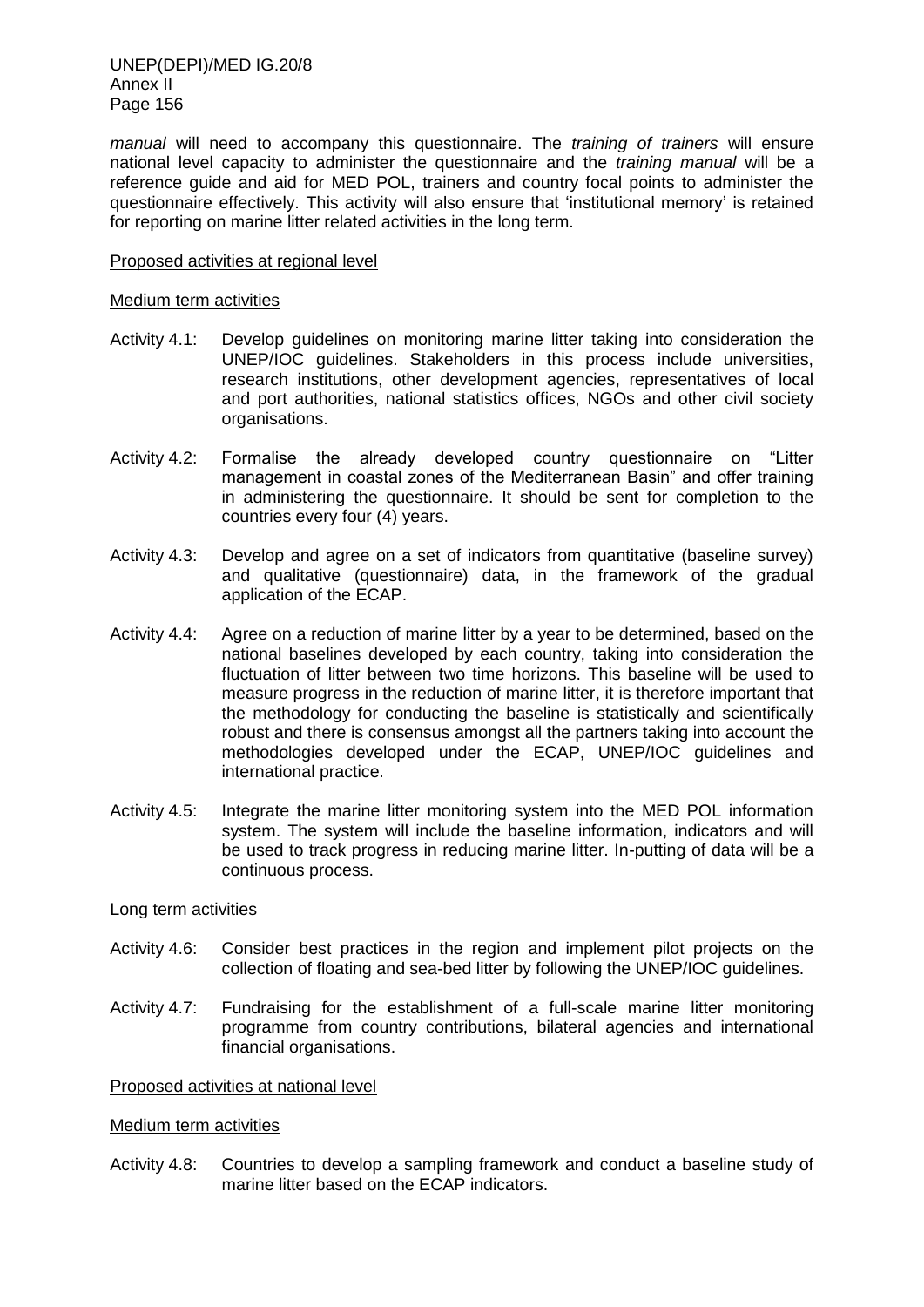*manual* will need to accompany this questionnaire. The *training of trainers* will ensure national level capacity to administer the questionnaire and the *training manual* will be a reference guide and aid for MED POL, trainers and country focal points to administer the questionnaire effectively. This activity will also ensure that 'institutional memory' is retained for reporting on marine litter related activities in the long term.

Proposed activities at regional level

Medium term activities

Activity 4.1: Develop guidelines on monitoring marine litter taking into consideration the UNEP/IOC guidelines. Stakeholders in this process include universities, research institutions, other development agencies, representatives of local and port authorities, national statistics offices, NGOs and other civil society organisations.

Activity 4.2: Formalise the already developed country questionnaire on "Litter management in coastal zones of the Mediterranean Basin" and offer training in administering the questionnaire. It should be sent for completion to the countries every four (4) years.

Activity 4.3: Develop and agree on a set of indicators from quantitative (baseline survey) and qualitative (questionnaire) data, in the framework of the gradual application of the ECAP.

Activity 4.4: Agree on a reduction of marine litter by a year to be determined, based on the national baselines developed by each country, taking into consideration the fluctuation of litter between two time horizons. This baseline will be used to measure progress in the reduction of marine litter, it is therefore important that the methodology for conducting the baseline is statistically and scientifically robust and there is consensus amongst all the partners taking into account the methodologies developed under the ECAP, UNEP/IOC guidelines and international practice.

Activity 4.5: Integrate the marine litter monitoring system into the MED POL information system. The system will include the baseline information, indicators and will be used to track progress in reducing marine litter. In-putting of data will be a continuous process.

Long term activities

Activity 4.6: Consider best practices in the region and implement pilot projects on the collection of floating and sea-bed litter by following the UNEP/IOC guidelines.

Activity 4.7: Fundraising for the establishment of a full-scale marine litter monitoring programme from country contributions, bilateral agencies and international financial organisations.

Proposed activities at national level

Medium term activities

Activity 4.8: Countries to develop a sampling framework and conduct a baseline study of marine litter based on the ECAP indicators.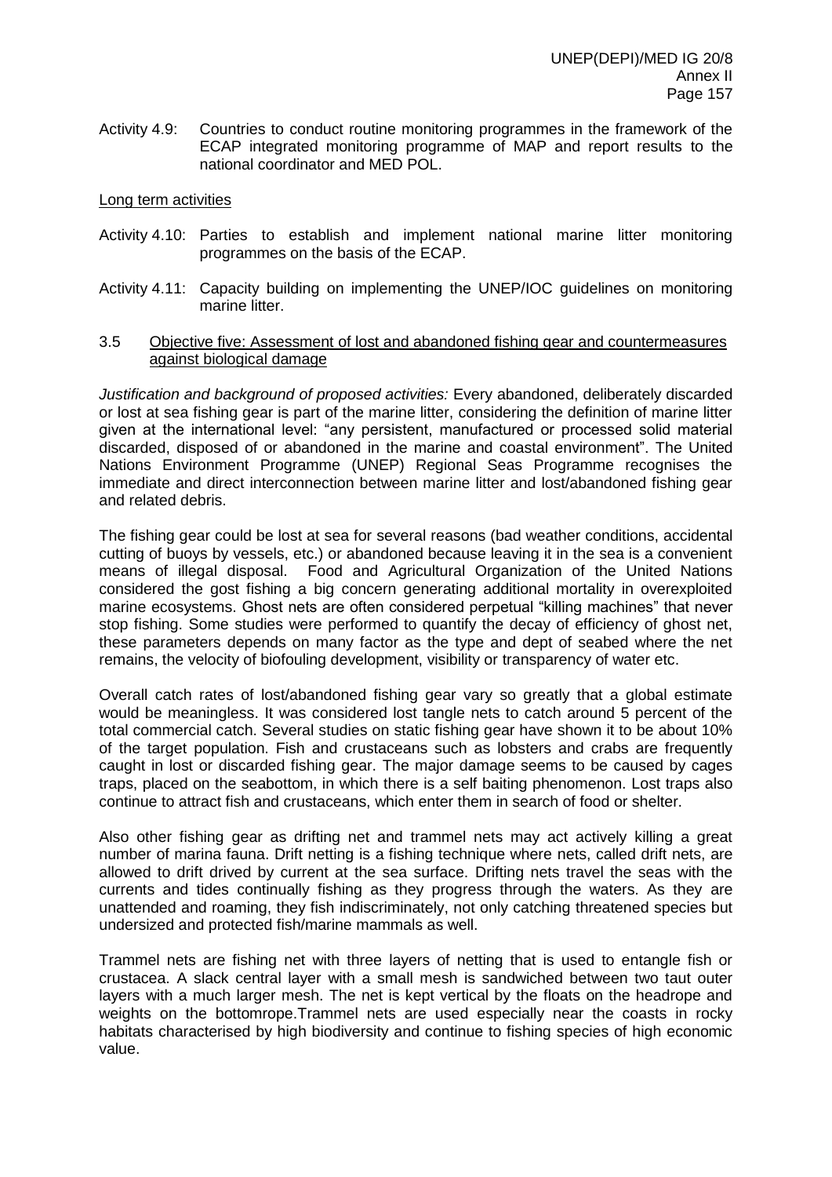Activity 4.9: Countries to conduct routine monitoring programmes in the framework of the ECAP integrated monitoring programme of MAP and report results to the national coordinator and MED POL.

<u>Long term activities</u>

Activity 4.10: Parties to establish and implement national marine litter monitoring programmes on the basis of the ECAP.

Activity 4.11: Capacity building on implementing the UNEP/IOC guidelines on monitoring marine litter.

### 3.5 <u>Objective five: Assessment of lost and abandoned fishing gear and countermeasures against biological damage</u>

*Justification and background of proposed activities:* Every abandoned, deliberately discarded or lost at sea fishing gear is part of the marine litter, considering the definition of marine litter given at the international level: "any persistent, manufactured or processed solid material discarded, disposed of or abandoned in the marine and coastal environment". The United Nations Environment Programme (UNEP) Regional Seas Programme recognises the immediate and direct interconnection between marine litter and lost/abandoned fishing gear and related debris.

The fishing gear could be lost at sea for several reasons (bad weather conditions, accidental cutting of buoys by vessels, etc.) or abandoned because leaving it in the sea is a convenient means of illegal disposal. Food and Agricultural Organization of the United Nations considered the gost fishing a big concern generating additional mortality in overexploited marine ecosystems. Ghost nets are often considered perpetual "killing machines" that never stop fishing. Some studies were performed to quantify the decay of efficiency of ghost net, these parameters depends on many factor as the type and dept of seabed where the net remains, the velocity of biofouling development, visibility or transparency of water etc.

Overall catch rates of lost/abandoned fishing gear vary so greatly that a global estimate would be meaningless. It was considered lost tangle nets to catch around 5 percent of the total commercial catch. Several studies on static fishing gear have shown it to be about 10% of the target population. Fish and crustaceans such as lobsters and crabs are frequently caught in lost or discarded fishing gear. The major damage seems to be caused by cages traps, placed on the seabottom, in which there is a self baiting phenomenon. Lost traps also continue to attract fish and crustaceans, which enter them in search of food or shelter.

Also other fishing gear as drifting net and trammel nets may act actively killing a great number of marina fauna. Drift netting is a fishing technique where nets, called drift nets, are allowed to drift drived by current at the sea surface. Drifting nets travel the seas with the currents and tides continually fishing as they progress through the waters. As they are unattended and roaming, they fish indiscriminately, not only catching threatened species but undersized and protected fish/marine mammals as well.

Trammel nets are fishing net with three layers of netting that is used to entangle fish or crustacea. A slack central layer with a small mesh is sandwiched between two taut outer layers with a much larger mesh. The net is kept vertical by the floats on the headrope and weights on the bottomrope.Trammel nets are used especially near the coasts in rocky habitats characterised by high biodiversity and continue to fishing species of high economic value.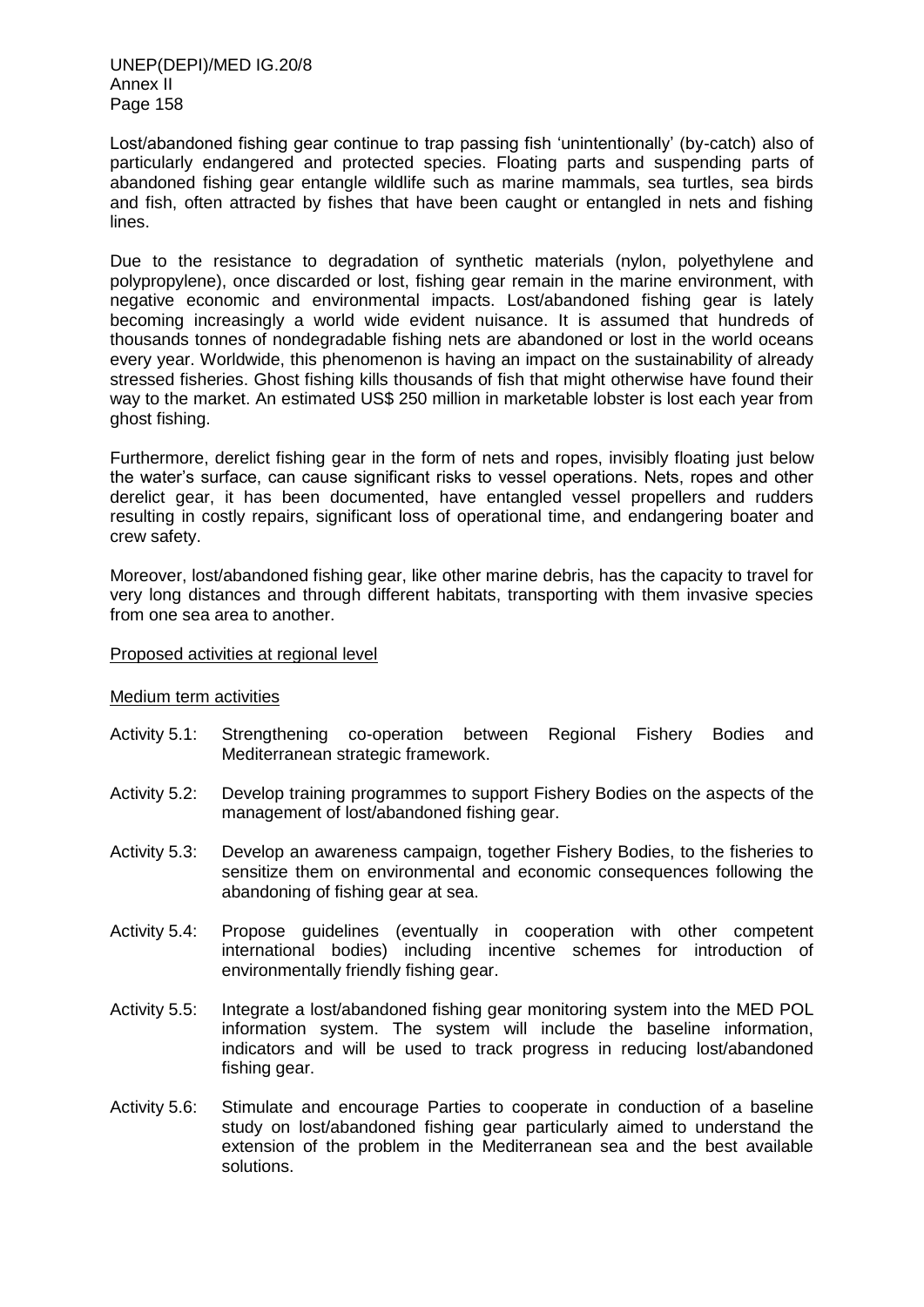Lost/abandoned fishing gear continue to trap passing fish 'unintentionally' (by-catch) also of particularly endangered and protected species. Floating parts and suspending parts of abandoned fishing gear entangle wildlife such as marine mammals, sea turtles, sea birds and fish, often attracted by fishes that have been caught or entangled in nets and fishing lines.

Due to the resistance to degradation of synthetic materials (nylon, polyethylene and polypropylene), once discarded or lost, fishing gear remain in the marine environment, with negative economic and environmental impacts. Lost/abandoned fishing gear is lately becoming increasingly a world wide evident nuisance. It is assumed that hundreds of thousands tonnes of nondegradable fishing nets are abandoned or lost in the world oceans every year. Worldwide, this phenomenon is having an impact on the sustainability of already stressed fisheries. Ghost fishing kills thousands of fish that might otherwise have found their way to the market. An estimated US$ 250 million in marketable lobster is lost each year from ghost fishing.

Furthermore, derelict fishing gear in the form of nets and ropes, invisibly floating just below the water's surface, can cause significant risks to vessel operations. Nets, ropes and other derelict gear, it has been documented, have entangled vessel propellers and rudders resulting in costly repairs, significant loss of operational time, and endangering boater and crew safety.

Moreover, lost/abandoned fishing gear, like other marine debris, has the capacity to travel for very long distances and through different habitats, transporting with them invasive species from one sea area to another.

<u>Proposed activities at regional level</u>

<u>Medium term activities</u>

Activity 5.1: Strengthening co-operation between Regional Fishery Bodies and Mediterranean strategic framework.

Activity 5.2: Develop training programmes to support Fishery Bodies on the aspects of the management of lost/abandoned fishing gear.

Activity 5.3: Develop an awareness campaign, together Fishery Bodies, to the fisheries to sensitize them on environmental and economic consequences following the abandoning of fishing gear at sea.

Activity 5.4: Propose guidelines (eventually in cooperation with other competent international bodies) including incentive schemes for introduction of environmentally friendly fishing gear.

Activity 5.5: Integrate a lost/abandoned fishing gear monitoring system into the MED POL information system. The system will include the baseline information, indicators and will be used to track progress in reducing lost/abandoned fishing gear.

Activity 5.6: Stimulate and encourage Parties to cooperate in conduction of a baseline study on lost/abandoned fishing gear particularly aimed to understand the extension of the problem in the Mediterranean sea and the best available solutions.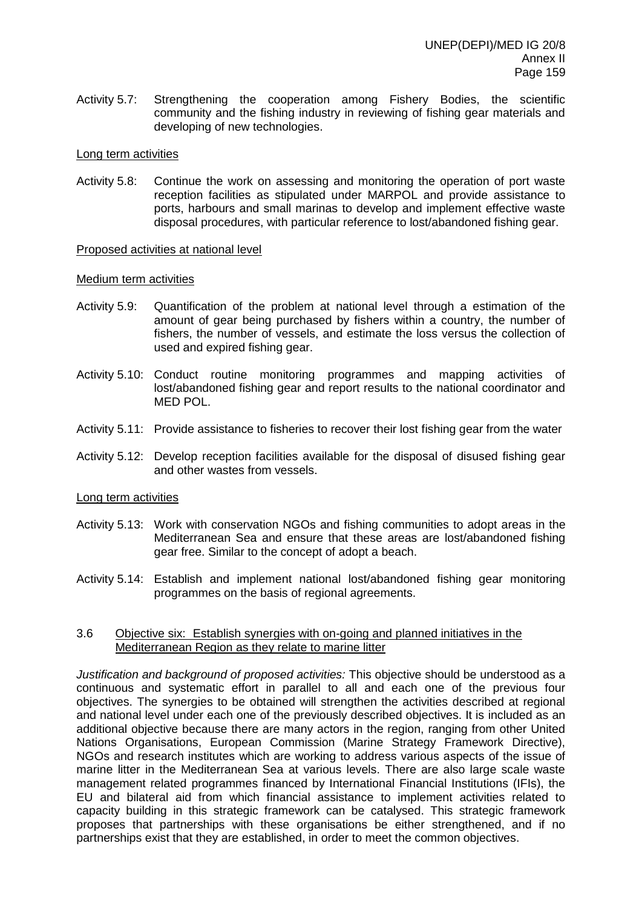Activity 5.7: Strengthening the cooperation among Fishery Bodies, the scientific community and the fishing industry in reviewing of fishing gear materials and developing of new technologies.

<u>Long term activities</u>

Activity 5.8: Continue the work on assessing and monitoring the operation of port waste reception facilities as stipulated under MARPOL and provide assistance to ports, harbours and small marinas to develop and implement effective waste disposal procedures, with particular reference to lost/abandoned fishing gear.

<u>Proposed activities at national level</u>

<u>Medium term activities</u>

Activity 5.9: Quantification of the problem at national level through a estimation of the amount of gear being purchased by fishers within a country, the number of fishers, the number of vessels, and estimate the loss versus the collection of used and expired fishing gear.

Activity 5.10: Conduct routine monitoring programmes and mapping activities of lost/abandoned fishing gear and report results to the national coordinator and MED POL.

Activity 5.11: Provide assistance to fisheries to recover their lost fishing gear from the water

Activity 5.12: Develop reception facilities available for the disposal of disused fishing gear and other wastes from vessels.

<u>Long term activities</u>

Activity 5.13: Work with conservation NGOs and fishing communities to adopt areas in the Mediterranean Sea and ensure that these areas are lost/abandoned fishing gear free. Similar to the concept of adopt a beach.

Activity 5.14: Establish and implement national lost/abandoned fishing gear monitoring programmes on the basis of regional agreements.

## 3.6 <u>Objective six: Establish synergies with on-going and planned initiatives in the Mediterranean Region as they relate to marine litter</u>

*Justification and background of proposed activities:* This objective should be understood as a continuous and systematic effort in parallel to all and each one of the previous four objectives. The synergies to be obtained will strengthen the activities described at regional and national level under each one of the previously described objectives. It is included as an additional objective because there are many actors in the region, ranging from other United Nations Organisations, European Commission (Marine Strategy Framework Directive), NGOs and research institutes which are working to address various aspects of the issue of marine litter in the Mediterranean Sea at various levels. There are also large scale waste management related programmes financed by International Financial Institutions (IFIs), the EU and bilateral aid from which financial assistance to implement activities related to capacity building in this strategic framework can be catalysed. This strategic framework proposes that partnerships with these organisations be either strengthened, and if no partnerships exist that they are established, in order to meet the common objectives.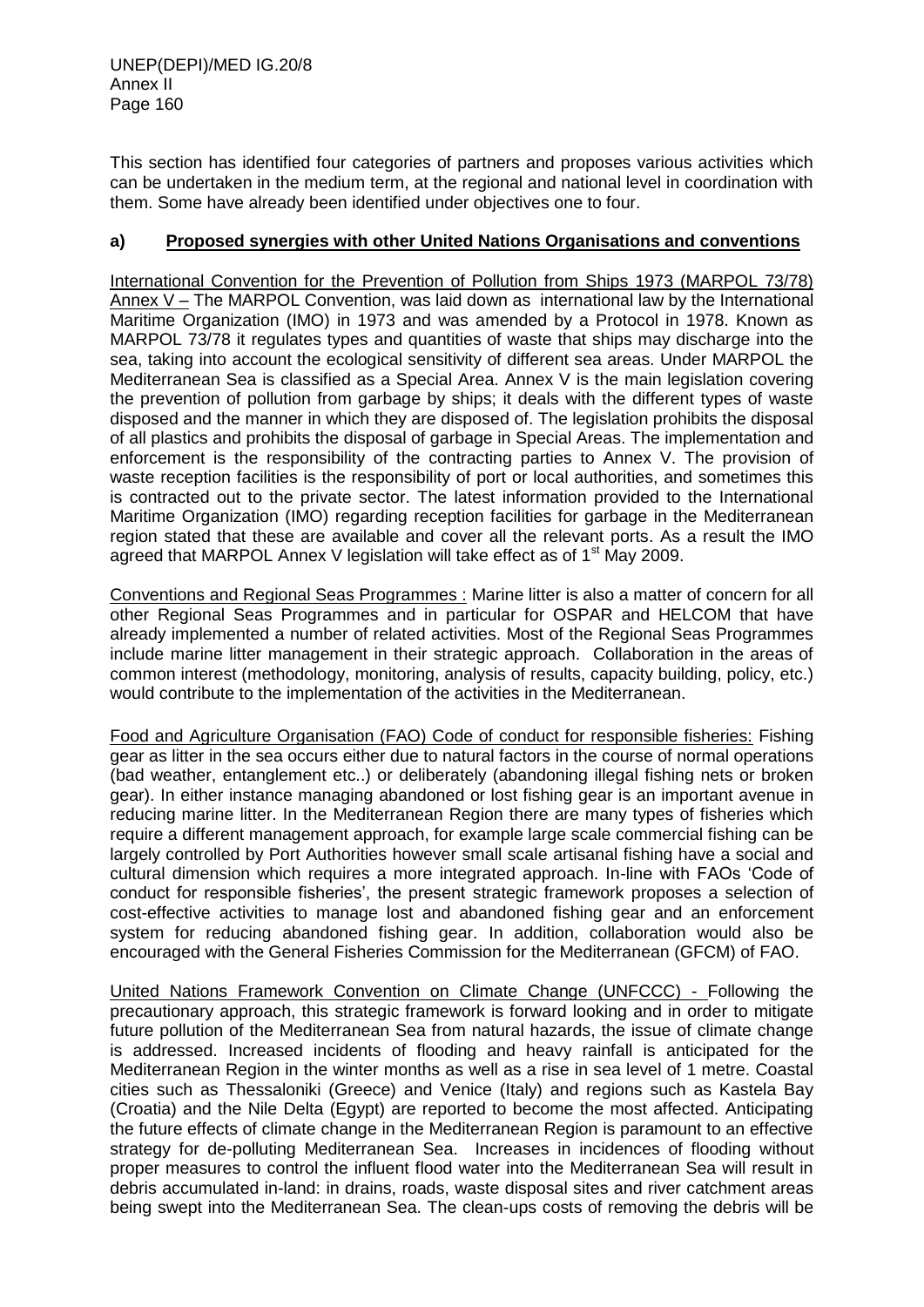This section has identified four categories of partners and proposes various activities which can be undertaken in the medium term, at the regional and national level in coordination with them. Some have already been identified under objectives one to four.

### a) Proposed synergies with other United Nations Organisations and conventions

International Convention for the Prevention of Pollution from Ships 1973 (MARPOL 73/78) Annex V – The MARPOL Convention, was laid down as international law by the International Maritime Organization (IMO) in 1973 and was amended by a Protocol in 1978. Known as MARPOL 73/78 it regulates types and quantities of waste that ships may discharge into the sea, taking into account the ecological sensitivity of different sea areas. Under MARPOL the Mediterranean Sea is classified as a Special Area. Annex V is the main legislation covering the prevention of pollution from garbage by ships; it deals with the different types of waste disposed and the manner in which they are disposed of. The legislation prohibits the disposal of all plastics and prohibits the disposal of garbage in Special Areas. The implementation and enforcement is the responsibility of the contracting parties to Annex V. The provision of waste reception facilities is the responsibility of port or local authorities, and sometimes this is contracted out to the private sector. The latest information provided to the International Maritime Organization (IMO) regarding reception facilities for garbage in the Mediterranean region stated that these are available and cover all the relevant ports. As a result the IMO agreed that MARPOL Annex V legislation will take effect as of 1st May 2009.

Conventions and Regional Seas Programmes : Marine litter is also a matter of concern for all other Regional Seas Programmes and in particular for OSPAR and HELCOM that have already implemented a number of related activities. Most of the Regional Seas Programmes include marine litter management in their strategic approach. Collaboration in the areas of common interest (methodology, monitoring, analysis of results, capacity building, policy, etc.) would contribute to the implementation of the activities in the Mediterranean.

Food and Agriculture Organisation (FAO) Code of conduct for responsible fisheries: Fishing gear as litter in the sea occurs either due to natural factors in the course of normal operations (bad weather, entanglement etc..) or deliberately (abandoning illegal fishing nets or broken gear). In either instance managing abandoned or lost fishing gear is an important avenue in reducing marine litter. In the Mediterranean Region there are many types of fisheries which require a different management approach, for example large scale commercial fishing can be largely controlled by Port Authorities however small scale artisanal fishing have a social and cultural dimension which requires a more integrated approach. In-line with FAOs 'Code of conduct for responsible fisheries', the present strategic framework proposes a selection of cost-effective activities to manage lost and abandoned fishing gear and an enforcement system for reducing abandoned fishing gear. In addition, collaboration would also be encouraged with the General Fisheries Commission for the Mediterranean (GFCM) of FAO.

United Nations Framework Convention on Climate Change (UNFCCC) - Following the precautionary approach, this strategic framework is forward looking and in order to mitigate future pollution of the Mediterranean Sea from natural hazards, the issue of climate change is addressed. Increased incidents of flooding and heavy rainfall is anticipated for the Mediterranean Region in the winter months as well as a rise in sea level of 1 metre. Coastal cities such as Thessaloniki (Greece) and Venice (Italy) and regions such as Kastela Bay (Croatia) and the Nile Delta (Egypt) are reported to become the most affected. Anticipating the future effects of climate change in the Mediterranean Region is paramount to an effective strategy for de-polluting Mediterranean Sea. Increases in incidences of flooding without proper measures to control the influent flood water into the Mediterranean Sea will result in debris accumulated in-land: in drains, roads, waste disposal sites and river catchment areas being swept into the Mediterranean Sea. The clean-ups costs of removing the debris will be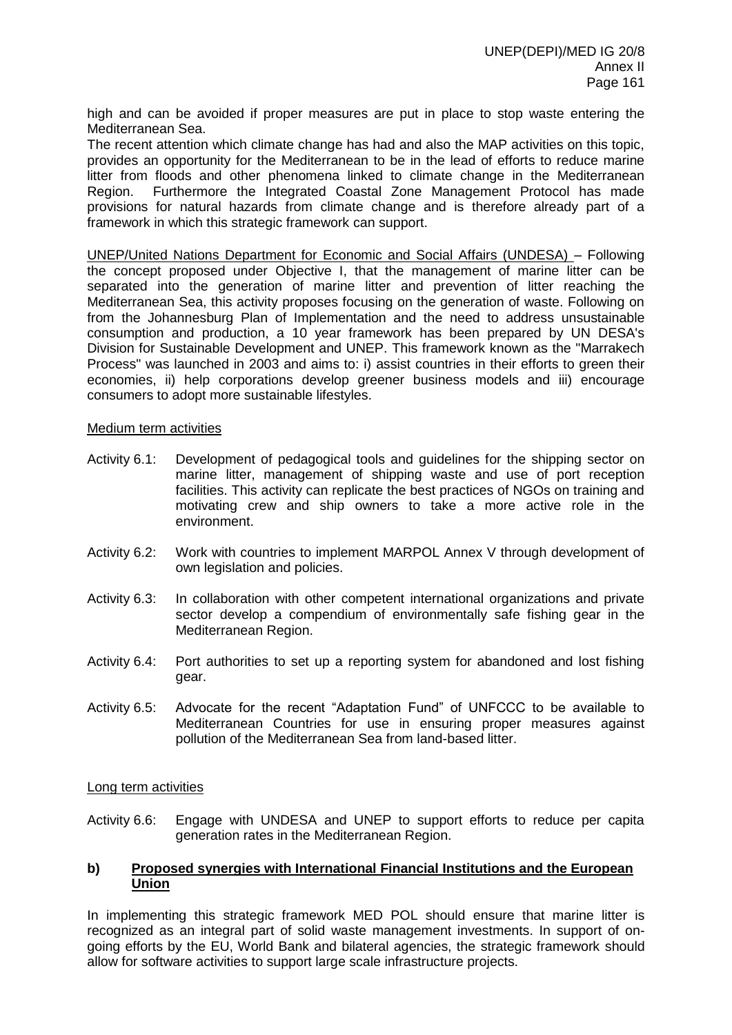high and can be avoided if proper measures are put in place to stop waste entering the Mediterranean Sea.

The recent attention which climate change has had and also the MAP activities on this topic, provides an opportunity for the Mediterranean to be in the lead of efforts to reduce marine litter from floods and other phenomena linked to climate change in the Mediterranean Region. Furthermore the Integrated Coastal Zone Management Protocol has made provisions for natural hazards from climate change and is therefore already part of a framework in which this strategic framework can support.

UNEP/United Nations Department for Economic and Social Affairs (UNDESA) – Following the concept proposed under Objective I, that the management of marine litter can be separated into the generation of marine litter and prevention of litter reaching the Mediterranean Sea, this activity proposes focusing on the generation of waste. Following on from the Johannesburg Plan of Implementation and the need to address unsustainable consumption and production, a 10 year framework has been prepared by UN DESA's Division for Sustainable Development and UNEP. This framework known as the "Marrakech Process" was launched in 2003 and aims to: i) assist countries in their efforts to green their economies, ii) help corporations develop greener business models and iii) encourage consumers to adopt more sustainable lifestyles.

Medium term activities

Activity 6.1: Development of pedagogical tools and guidelines for the shipping sector on marine litter, management of shipping waste and use of port reception facilities. This activity can replicate the best practices of NGOs on training and motivating crew and ship owners to take a more active role in the environment.

Activity 6.2: Work with countries to implement MARPOL Annex V through development of own legislation and policies.

Activity 6.3: In collaboration with other competent international organizations and private sector develop a compendium of environmentally safe fishing gear in the Mediterranean Region.

Activity 6.4: Port authorities to set up a reporting system for abandoned and lost fishing gear.

Activity 6.5: Advocate for the recent "Adaptation Fund" of UNFCCC to be available to Mediterranean Countries for use in ensuring proper measures against pollution of the Mediterranean Sea from land-based litter.

Long term activities

Activity 6.6: Engage with UNDESA and UNEP to support efforts to reduce per capita generation rates in the Mediterranean Region.

### b) Proposed synergies with International Financial Institutions and the European Union

In implementing this strategic framework MED POL should ensure that marine litter is recognized as an integral part of solid waste management investments. In support of on-going efforts by the EU, World Bank and bilateral agencies, the strategic framework should allow for software activities to support large scale infrastructure projects.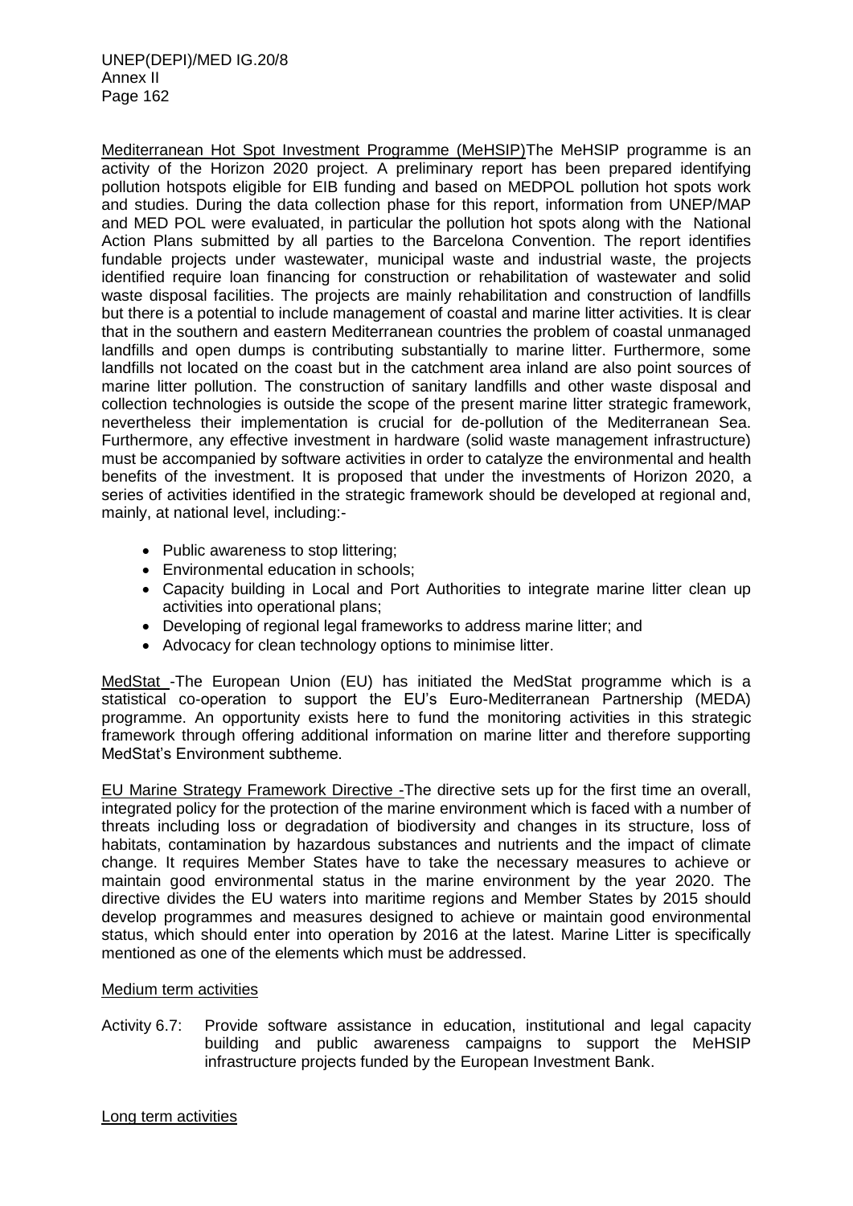Mediterranean Hot Spot Investment Programme (MeHSIP)The MeHSIP programme is an activity of the Horizon 2020 project. A preliminary report has been prepared identifying pollution hotspots eligible for EIB funding and based on MEDPOL pollution hot spots work and studies. During the data collection phase for this report, information from UNEP/MAP and MED POL were evaluated, in particular the pollution hot spots along with the National Action Plans submitted by all parties to the Barcelona Convention. The report identifies fundable projects under wastewater, municipal waste and industrial waste, the projects identified require loan financing for construction or rehabilitation of wastewater and solid waste disposal facilities. The projects are mainly rehabilitation and construction of landfills but there is a potential to include management of coastal and marine litter activities. It is clear that in the southern and eastern Mediterranean countries the problem of coastal unmanaged landfills and open dumps is contributing substantially to marine litter. Furthermore, some landfills not located on the coast but in the catchment area inland are also point sources of marine litter pollution. The construction of sanitary landfills and other waste disposal and collection technologies is outside the scope of the present marine litter strategic framework, nevertheless their implementation is crucial for de-pollution of the Mediterranean Sea. Furthermore, any effective investment in hardware (solid waste management infrastructure) must be accompanied by software activities in order to catalyze the environmental and health benefits of the investment. It is proposed that under the investments of Horizon 2020, a series of activities identified in the strategic framework should be developed at regional and, mainly, at national level, including:-

- Public awareness to stop littering;
- Environmental education in schools;
- Capacity building in Local and Port Authorities to integrate marine litter clean up activities into operational plans;
- Developing of regional legal frameworks to address marine litter; and
- Advocacy for clean technology options to minimise litter.

MedStat -The European Union (EU) has initiated the MedStat programme which is a statistical co-operation to support the EU's Euro-Mediterranean Partnership (MEDA) programme. An opportunity exists here to fund the monitoring activities in this strategic framework through offering additional information on marine litter and therefore supporting MedStat's Environment subtheme.

EU Marine Strategy Framework Directive -The directive sets up for the first time an overall, integrated policy for the protection of the marine environment which is faced with a number of threats including loss or degradation of biodiversity and changes in its structure, loss of habitats, contamination by hazardous substances and nutrients and the impact of climate change. It requires Member States have to take the necessary measures to achieve or maintain good environmental status in the marine environment by the year 2020. The directive divides the EU waters into maritime regions and Member States by 2015 should develop programmes and measures designed to achieve or maintain good environmental status, which should enter into operation by 2016 at the latest. Marine Litter is specifically mentioned as one of the elements which must be addressed.

Medium term activities

Activity 6.7: Provide software assistance in education, institutional and legal capacity building and public awareness campaigns to support the MeHSIP infrastructure projects funded by the European Investment Bank.

Long term activities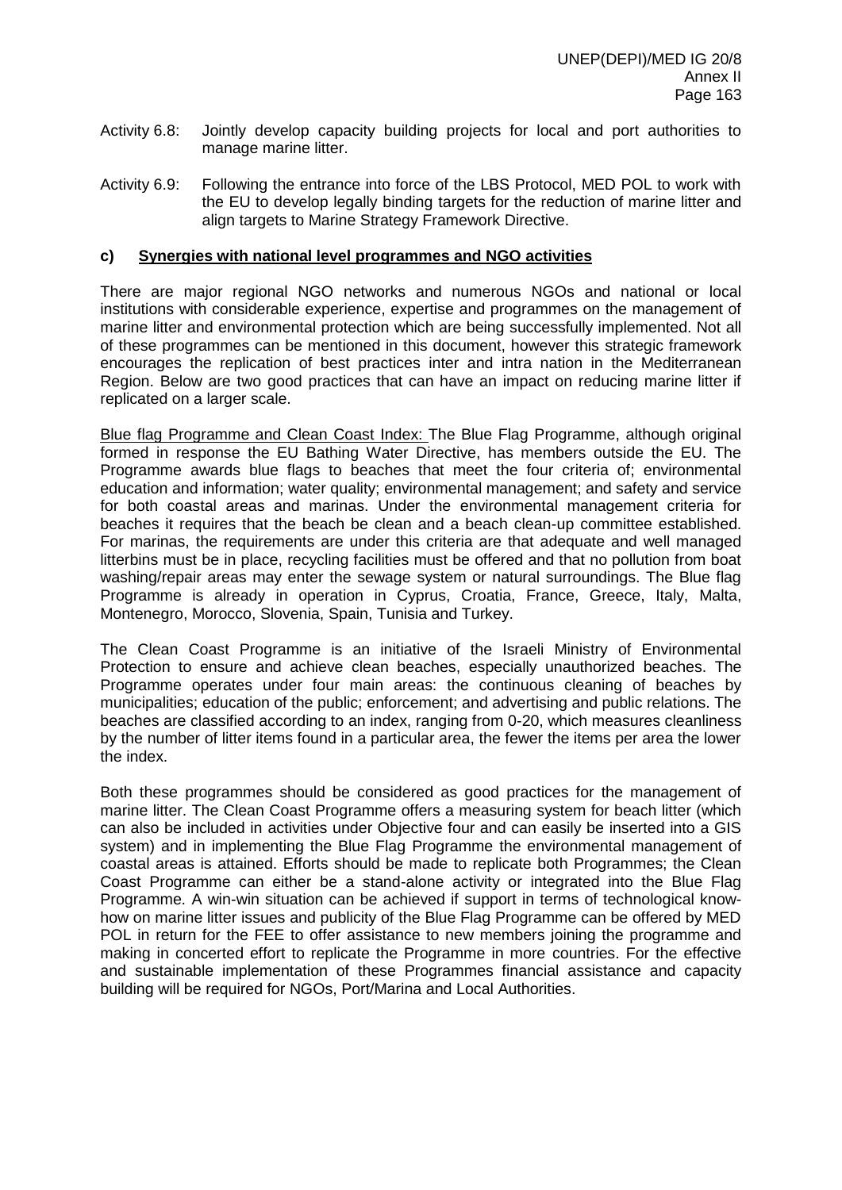Activity 6.8: Jointly develop capacity building projects for local and port authorities to manage marine litter.

Activity 6.9: Following the entrance into force of the LBS Protocol, MED POL to work with the EU to develop legally binding targets for the reduction of marine litter and align targets to Marine Strategy Framework Directive.

**c) Synergies with national level programmes and NGO activities**

There are major regional NGO networks and numerous NGOs and national or local institutions with considerable experience, expertise and programmes on the management of marine litter and environmental protection which are being successfully implemented. Not all of these programmes can be mentioned in this document, however this strategic framework encourages the replication of best practices inter and intra nation in the Mediterranean Region. Below are two good practices that can have an impact on reducing marine litter if replicated on a larger scale.

Blue flag Programme and Clean Coast Index: The Blue Flag Programme, although original formed in response the EU Bathing Water Directive, has members outside the EU. The Programme awards blue flags to beaches that meet the four criteria of; environmental education and information; water quality; environmental management; and safety and service for both coastal areas and marinas. Under the environmental management criteria for beaches it requires that the beach be clean and a beach clean-up committee established. For marinas, the requirements are under this criteria are that adequate and well managed litterbins must be in place, recycling facilities must be offered and that no pollution from boat washing/repair areas may enter the sewage system or natural surroundings. The Blue flag Programme is already in operation in Cyprus, Croatia, France, Greece, Italy, Malta, Montenegro, Morocco, Slovenia, Spain, Tunisia and Turkey.

The Clean Coast Programme is an initiative of the Israeli Ministry of Environmental Protection to ensure and achieve clean beaches, especially unauthorized beaches. The Programme operates under four main areas: the continuous cleaning of beaches by municipalities; education of the public; enforcement; and advertising and public relations. The beaches are classified according to an index, ranging from 0-20, which measures cleanliness by the number of litter items found in a particular area, the fewer the items per area the lower the index.

Both these programmes should be considered as good practices for the management of marine litter. The Clean Coast Programme offers a measuring system for beach litter (which can also be included in activities under Objective four and can easily be inserted into a GIS system) and in implementing the Blue Flag Programme the environmental management of coastal areas is attained. Efforts should be made to replicate both Programmes; the Clean Coast Programme can either be a stand-alone activity or integrated into the Blue Flag Programme. A win-win situation can be achieved if support in terms of technological know-how on marine litter issues and publicity of the Blue Flag Programme can be offered by MED POL in return for the FEE to offer assistance to new members joining the programme and making in concerted effort to replicate the Programme in more countries. For the effective and sustainable implementation of these Programmes financial assistance and capacity building will be required for NGOs, Port/Marina and Local Authorities.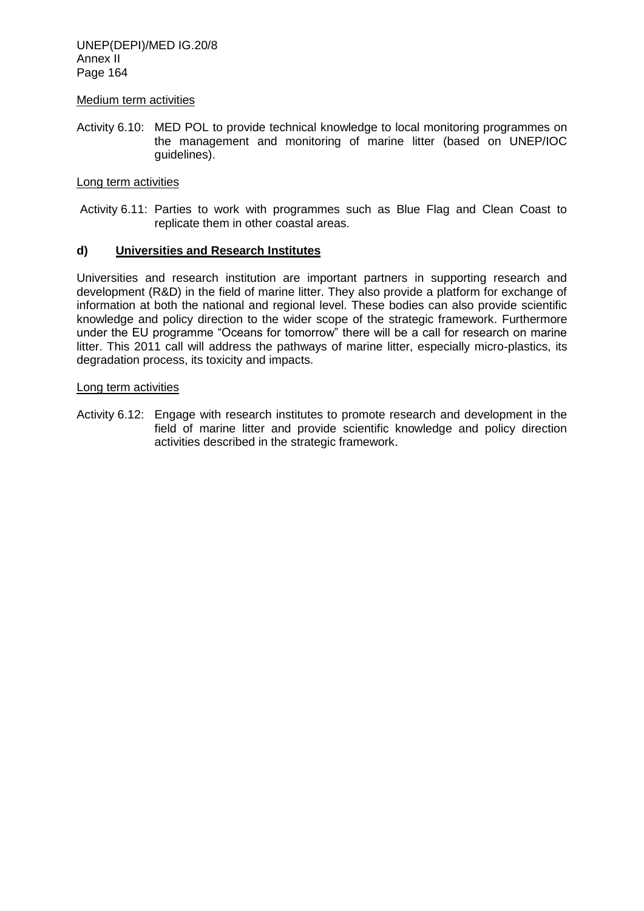Medium term activities

Activity 6.10: MED POL to provide technical knowledge to local monitoring programmes on the management and monitoring of marine litter (based on UNEP/IOC guidelines).

Long term activities

Activity 6.11: Parties to work with programmes such as Blue Flag and Clean Coast to replicate them in other coastal areas.

### d) Universities and Research Institutes

Universities and research institution are important partners in supporting research and development (R&D) in the field of marine litter. They also provide a platform for exchange of information at both the national and regional level. These bodies can also provide scientific knowledge and policy direction to the wider scope of the strategic framework. Furthermore under the EU programme "Oceans for tomorrow" there will be a call for research on marine litter. This 2011 call will address the pathways of marine litter, especially micro-plastics, its degradation process, its toxicity and impacts.

Long term activities

Activity 6.12: Engage with research institutes to promote research and development in the field of marine litter and provide scientific knowledge and policy direction activities described in the strategic framework.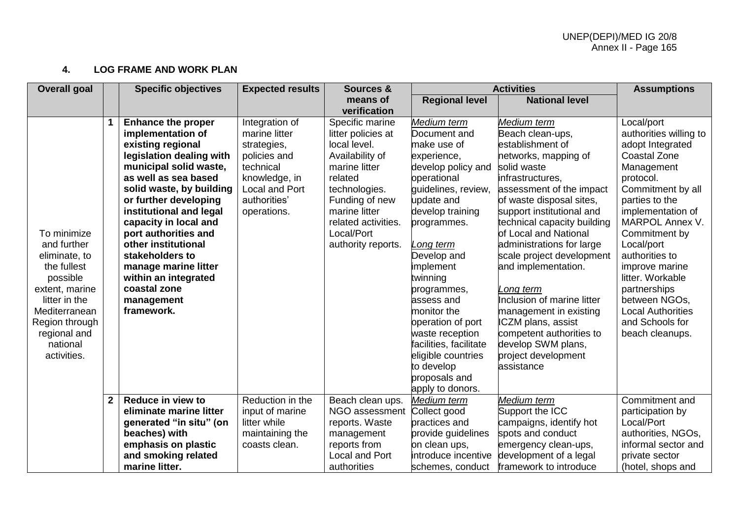## 4. LOG FRAME AND WORK PLAN

| Overall goal | | Specific objectives | Expected results | Sources & means of verification | Activities | | Assumptions |
|---|---|---|---|---|---|---|---|
| | | | | | Regional level | National level | |
| To minimize and further eliminate, to the fullest possible extent, marine litter in the Mediterranean Region through regional and national activities. | 1 | **Enhance the proper implementation of existing regional legislation dealing with municipal solid waste, as well as sea based solid waste, by building or further developing institutional and legal capacity in local and port authorities and other institutional stakeholders to manage marine litter within an integrated coastal zone management framework.** | Integration of marine litter strategies, policies and technical knowledge, in Local and Port authorities' operations. | Specific marine litter policies at local level. Availability of marine litter related technologies. Funding of new marine litter related activities. Local/Port authority reports. | *Medium term* Document and make use of experience, develop policy and operational guidelines, review, update and develop training programmes. *Long term* Develop and implement twinning programmes, assess and monitor the operation of port waste reception facilities, facilitate eligible countries to develop proposals and apply to donors. | *Medium term* Beach clean-ups, establishment of networks, mapping of solid waste infrastructures, assessment of the impact of waste disposal sites, support institutional and technical capacity building of Local and National administrations for large scale project development and implementation. *Long term* Inclusion of marine litter management in existing ICZM plans, assist competent authorities to develop SWM plans, project development assistance | Local/port authorities willing to adopt Integrated Coastal Zone Management protocol. Commitment by all parties to the implementation of MARPOL Annex V. Commitment by Local/port authorities to improve marine litter. Workable partnerships between NGOs, Local Authorities and Schools for beach cleanups. |
| | 2 | **Reduce in view to eliminate marine litter generated "in situ" (on beaches) with emphasis on plastic and smoking related marine litter.** | Reduction in the input of marine litter while maintaining the coasts clean. | Beach clean ups. NGO assessment reports. Waste management reports from Local and Port authorities | *Medium term* Collect good practices and provide guidelines on clean ups, introduce incentive schemes, conduct | *Medium term* Support the ICC campaigns, identify hot spots and conduct emergency clean-ups, development of a legal framework to introduce | Commitment and participation by Local/Port authorities, NGOs, informal sector and private sector (hotel, shops and |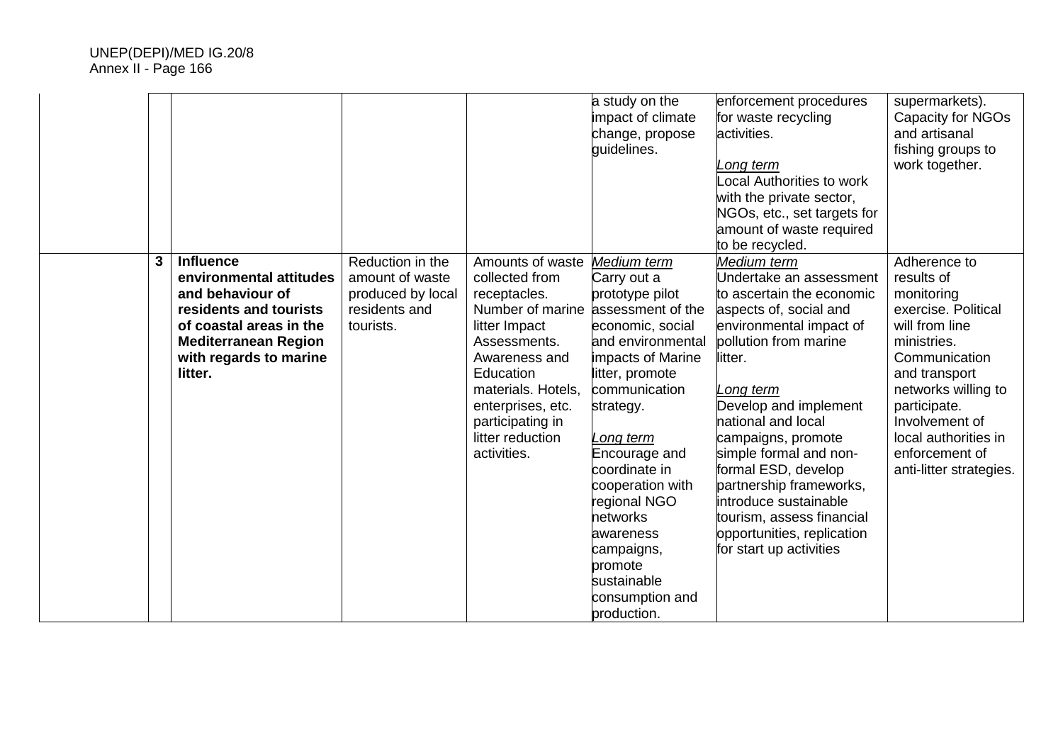| | | | | | | | |
|---|---|---|---|---|---|---|---|
| | | | | a study on the impact of climate change, propose guidelines. | enforcement procedures for waste recycling activities.<br><br>*Long term*<br>Local Authorities to work with the private sector, NGOs, etc., set targets for amount of waste required to be recycled. | supermarkets). Capacity for NGOs and artisanal fishing groups to work together. |
| | 3 | **Influence environmental attitudes and behaviour of residents and tourists of coastal areas in the Mediterranean Region with regards to marine litter.** | Reduction in the amount of waste produced by local residents and tourists. | Amounts of waste collected from receptacles. Number of marine litter Impact Assessments. Awareness and Education materials. Hotels, enterprises, etc. participating in litter reduction activities. | *Medium term*<br>Carry out a prototype pilot assessment of the economic, social and environmental impacts of Marine litter, promote communication strategy.<br><br>*Long term*<br>Encourage and coordinate in cooperation with regional NGO networks awareness campaigns, promote sustainable consumption and production. | *Medium term*<br>Undertake an assessment to ascertain the economic aspects of, social and environmental impact of pollution from marine litter.<br><br>*Long term*<br>Develop and implement national and local campaigns, promote simple formal and non-formal ESD, develop partnership frameworks, introduce sustainable tourism, assess financial opportunities, replication for start up activities | Adherence to results of monitoring exercise. Political will from line ministries. Communication and transport networks willing to participate. Involvement of local authorities in enforcement of anti-litter strategies. |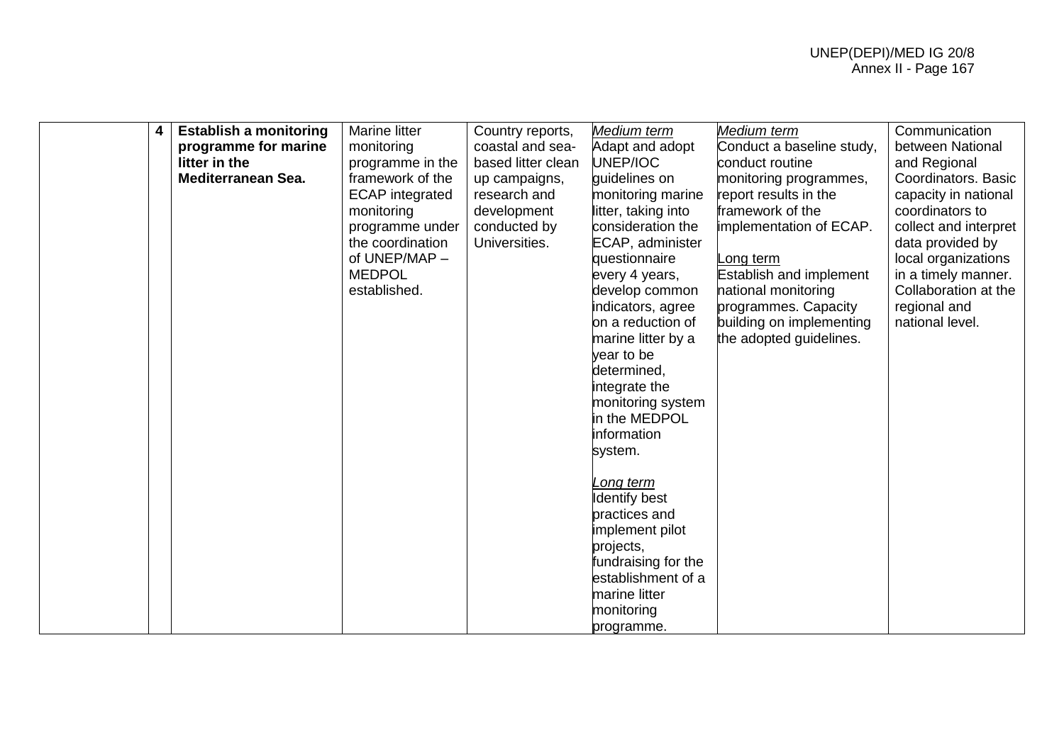| | | | | | | | |
|---|---|---|---|---|---|---|---|
| | 4 | **Establish a monitoring programme for marine litter in the Mediterranean Sea.** | Marine litter monitoring programme in the framework of the ECAP integrated monitoring programme under the coordination of UNEP/MAP – MEDPOL established. | Country reports, coastal and sea-based litter clean up campaigns, research and development conducted by Universities. | *Medium term*<br>Adapt and adopt UNEP/IOC guidelines on monitoring marine litter, taking into consideration the ECAP, administer questionnaire every 4 years, develop common indicators, agree on a reduction of marine litter by a year to be determined, integrate the monitoring system in the MEDPOL information system.<br><br>*Long term*<br>Identify best practices and implement pilot projects, fundraising for the establishment of a marine litter monitoring programme. | *Medium term*<br>Conduct a baseline study, conduct routine monitoring programmes, report results in the framework of the implementation of ECAP.<br><br>Long term<br>Establish and implement national monitoring programmes. Capacity building on implementing the adopted guidelines. | Communication between National and Regional Coordinators. Basic capacity in national coordinators to collect and interpret data provided by local organizations in a timely manner. Collaboration at the regional and national level. |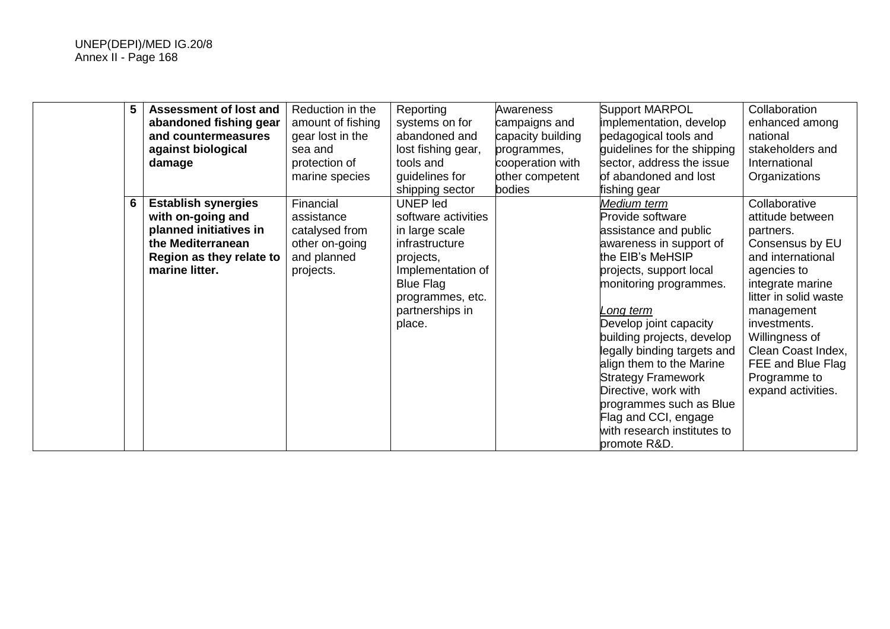| | | | | | | | |
|---|---|---|---|---|---|---|---|
| | 5 | **Assessment of lost and abandoned fishing gear and countermeasures against biological damage** | Reduction in the amount of fishing gear lost in the sea and protection of marine species | Reporting systems on for abandoned and lost fishing gear, tools and guidelines for shipping sector | Awareness campaigns and capacity building programmes, cooperation with other competent bodies | Support MARPOL implementation, develop pedagogical tools and guidelines for the shipping sector, address the issue of abandoned and lost fishing gear | Collaboration enhanced among national stakeholders and International Organizations |
| | 6 | **Establish synergies with on-going and planned initiatives in the Mediterranean Region as they relate to marine litter.** | Financial assistance catalysed from other on-going and planned projects. | UNEP led software activities in large scale infrastructure projects, Implementation of Blue Flag programmes, etc. partnerships in place. | | *Medium term*<br>Provide software assistance and public awareness in support of the EIB's MeHSIP projects, support local monitoring programmes.<br><br>*Long term*<br>Develop joint capacity building projects, develop legally binding targets and align them to the Marine Strategy Framework Directive, work with programmes such as Blue Flag and CCI, engage with research institutes to promote R&D. | Collaborative attitude between partners. Consensus by EU and international agencies to integrate marine litter in solid waste management investments. Willingness of Clean Coast Index, FEE and Blue Flag Programme to expand activities. |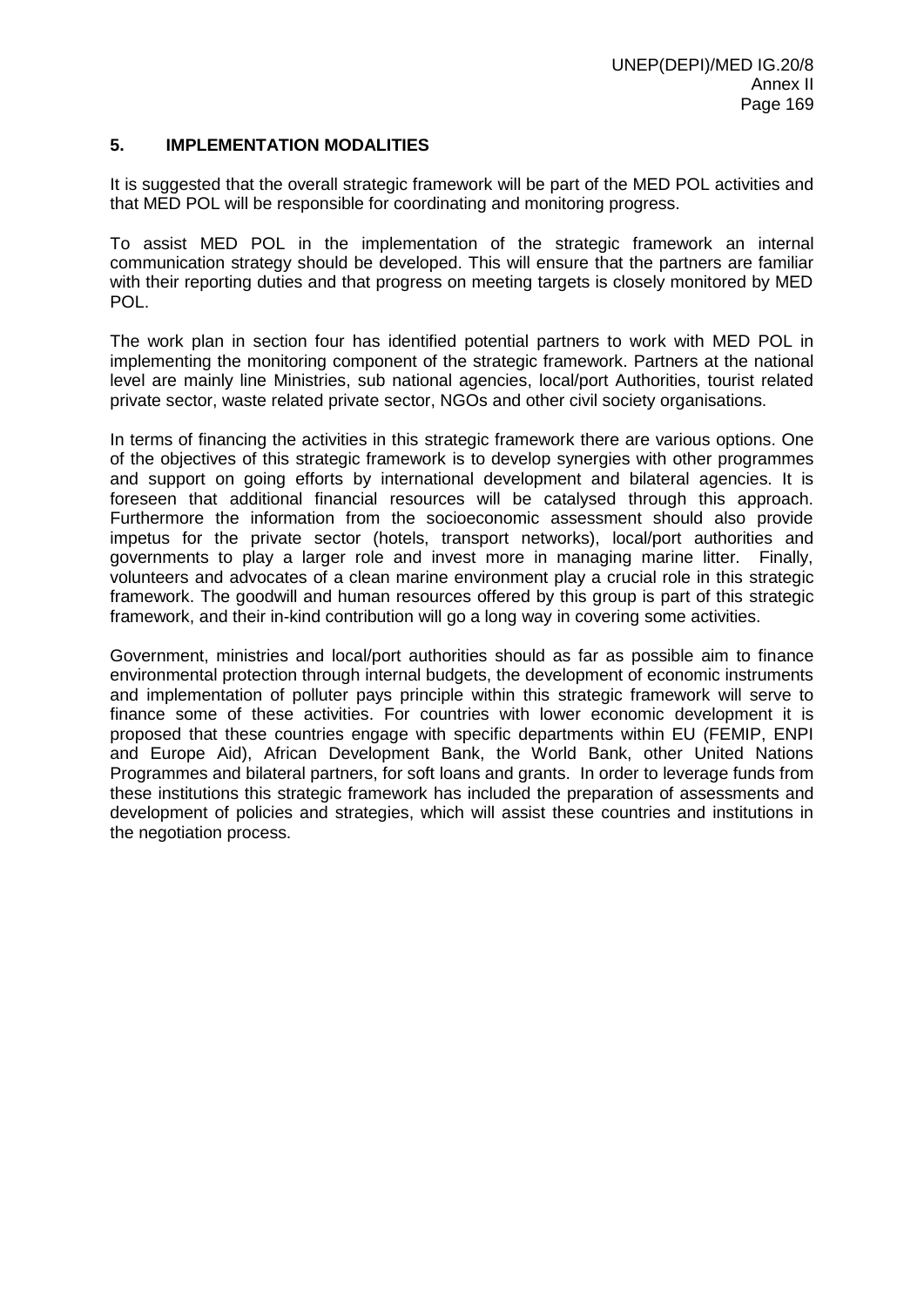## 5. IMPLEMENTATION MODALITIES

It is suggested that the overall strategic framework will be part of the MED POL activities and that MED POL will be responsible for coordinating and monitoring progress.

To assist MED POL in the implementation of the strategic framework an internal communication strategy should be developed. This will ensure that the partners are familiar with their reporting duties and that progress on meeting targets is closely monitored by MED POL.

The work plan in section four has identified potential partners to work with MED POL in implementing the monitoring component of the strategic framework. Partners at the national level are mainly line Ministries, sub national agencies, local/port Authorities, tourist related private sector, waste related private sector, NGOs and other civil society organisations.

In terms of financing the activities in this strategic framework there are various options. One of the objectives of this strategic framework is to develop synergies with other programmes and support on going efforts by international development and bilateral agencies. It is foreseen that additional financial resources will be catalysed through this approach. Furthermore the information from the socioeconomic assessment should also provide impetus for the private sector (hotels, transport networks), local/port authorities and governments to play a larger role and invest more in managing marine litter. Finally, volunteers and advocates of a clean marine environment play a crucial role in this strategic framework. The goodwill and human resources offered by this group is part of this strategic framework, and their in-kind contribution will go a long way in covering some activities.

Government, ministries and local/port authorities should as far as possible aim to finance environmental protection through internal budgets, the development of economic instruments and implementation of polluter pays principle within this strategic framework will serve to finance some of these activities. For countries with lower economic development it is proposed that these countries engage with specific departments within EU (FEMIP, ENPI and Europe Aid), African Development Bank, the World Bank, other United Nations Programmes and bilateral partners, for soft loans and grants. In order to leverage funds from these institutions this strategic framework has included the preparation of assessments and development of policies and strategies, which will assist these countries and institutions in the negotiation process.